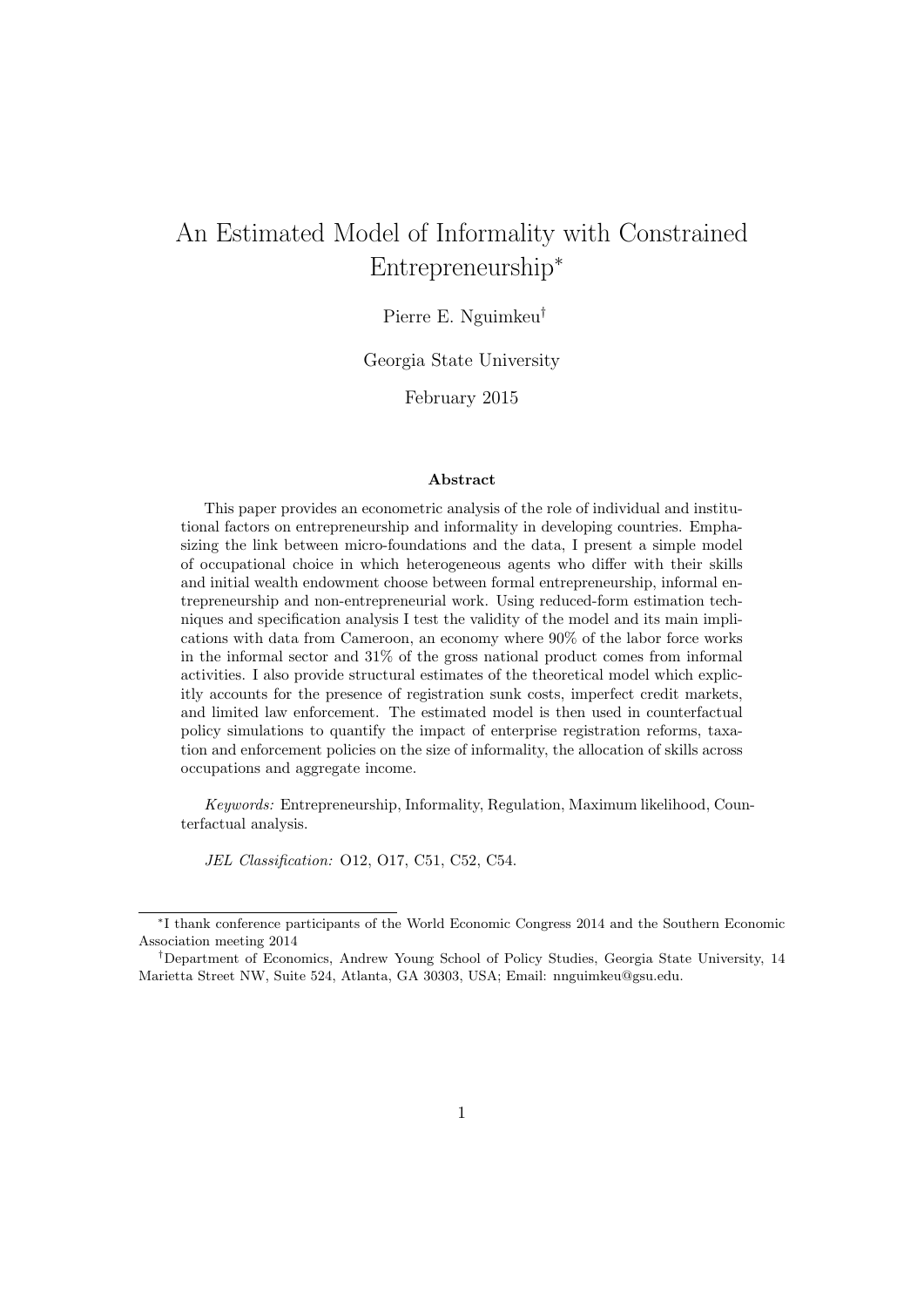# An Estimated Model of Informality with Constrained Entrepreneurship*

Pierre E. Nguimkeu†

Georgia State University

February 2015

## Abstract

This paper provides an econometric analysis of the role of individual and institutional factors on entrepreneurship and informality in developing countries. Emphasizing the link between micro-foundations and the data, I present a simple model of occupational choice in which heterogeneous agents who differ with their skills and initial wealth endowment choose between formal entrepreneurship, informal entrepreneurship and non-entrepreneurial work. Using reduced-form estimation techniques and specification analysis I test the validity of the model and its main implications with data from Cameroon, an economy where 90% of the labor force works in the informal sector and 31% of the gross national product comes from informal activities. I also provide structural estimates of the theoretical model which explicitly accounts for the presence of registration sunk costs, imperfect credit markets, and limited law enforcement. The estimated model is then used in counterfactual policy simulations to quantify the impact of enterprise registration reforms, taxation and enforcement policies on the size of informality, the allocation of skills across occupations and aggregate income.

*Keywords:* Entrepreneurship, Informality, Regulation, Maximum likelihood, Counterfactual analysis.

*JEL Classification:* O12, O17, C51, C52, C54.

---

*I thank conference participants of the World Economic Congress 2014 and the Southern Economic Association meeting 2014

†Department of Economics, Andrew Young School of Policy Studies, Georgia State University, 14 Marietta Street NW, Suite 524, Atlanta, GA 30303, USA; Email: nnguimkeu@gsu.edu.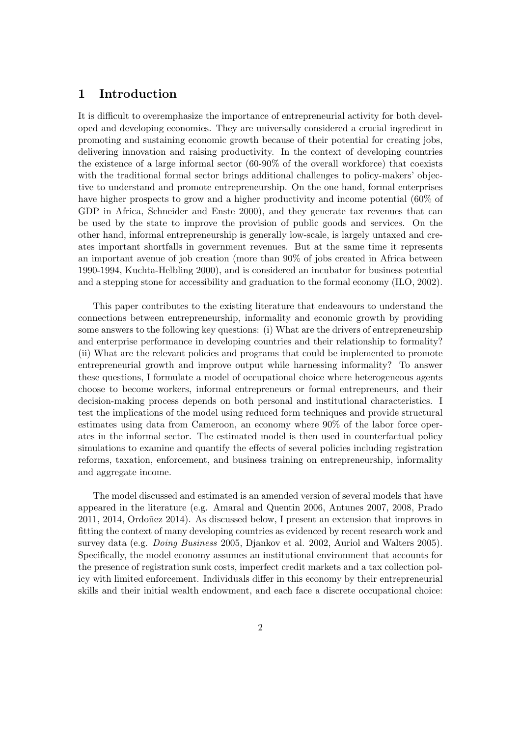# 1 Introduction

It is difficult to overemphasize the importance of entrepreneurial activity for both developed and developing economies. They are universally considered a crucial ingredient in promoting and sustaining economic growth because of their potential for creating jobs, delivering innovation and raising productivity. In the context of developing countries the existence of a large informal sector (60-90% of the overall workforce) that coexists with the traditional formal sector brings additional challenges to policy-makers' objective to understand and promote entrepreneurship. On the one hand, formal enterprises have higher prospects to grow and a higher productivity and income potential (60% of GDP in Africa, Schneider and Enste 2000), and they generate tax revenues that can be used by the state to improve the provision of public goods and services. On the other hand, informal entrepreneurship is generally low-scale, is largely untaxed and creates important shortfalls in government revenues. But at the same time it represents an important avenue of job creation (more than 90% of jobs created in Africa between 1990-1994, Kuchta-Helbling 2000), and is considered an incubator for business potential and a stepping stone for accessibility and graduation to the formal economy (ILO, 2002).

This paper contributes to the existing literature that endeavours to understand the connections between entrepreneurship, informality and economic growth by providing some answers to the following key questions: (i) What are the drivers of entrepreneurship and enterprise performance in developing countries and their relationship to formality? (ii) What are the relevant policies and programs that could be implemented to promote entrepreneurial growth and improve output while harnessing informality? To answer these questions, I formulate a model of occupational choice where heterogeneous agents choose to become workers, informal entrepreneurs or formal entrepreneurs, and their decision-making process depends on both personal and institutional characteristics. I test the implications of the model using reduced form techniques and provide structural estimates using data from Cameroon, an economy where 90% of the labor force operates in the informal sector. The estimated model is then used in counterfactual policy simulations to examine and quantify the effects of several policies including registration reforms, taxation, enforcement, and business training on entrepreneurship, informality and aggregate income.

The model discussed and estimated is an amended version of several models that have appeared in the literature (e.g. Amaral and Quentin 2006, Antunes 2007, 2008, Prado 2011, 2014, Ordoñez 2014). As discussed below, I present an extension that improves in fitting the context of many developing countries as evidenced by recent research work and survey data (e.g. *Doing Business* 2005, Djankov et al. 2002, Auriol and Walters 2005). Specifically, the model economy assumes an institutional environment that accounts for the presence of registration sunk costs, imperfect credit markets and a tax collection policy with limited enforcement. Individuals differ in this economy by their entrepreneurial skills and their initial wealth endowment, and each face a discrete occupational choice: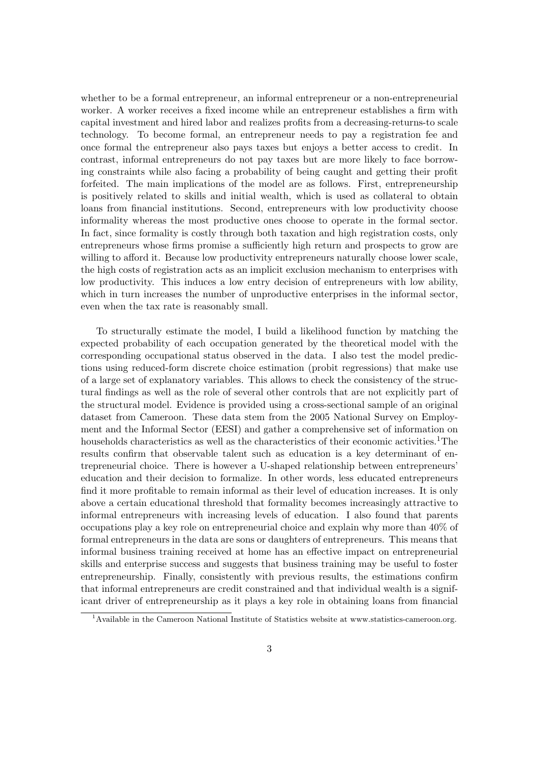whether to be a formal entrepreneur, an informal entrepreneur or a non-entrepreneurial worker. A worker receives a fixed income while an entrepreneur establishes a firm with capital investment and hired labor and realizes profits from a decreasing-returns-to scale technology. To become formal, an entrepreneur needs to pay a registration fee and once formal the entrepreneur also pays taxes but enjoys a better access to credit. In contrast, informal entrepreneurs do not pay taxes but are more likely to face borrowing constraints while also facing a probability of being caught and getting their profit forfeited. The main implications of the model are as follows. First, entrepreneurship is positively related to skills and initial wealth, which is used as collateral to obtain loans from financial institutions. Second, entrepreneurs with low productivity choose informality whereas the most productive ones choose to operate in the formal sector. In fact, since formality is costly through both taxation and high registration costs, only entrepreneurs whose firms promise a sufficiently high return and prospects to grow are willing to afford it. Because low productivity entrepreneurs naturally choose lower scale, the high costs of registration acts as an implicit exclusion mechanism to enterprises with low productivity. This induces a low entry decision of entrepreneurs with low ability, which in turn increases the number of unproductive enterprises in the informal sector, even when the tax rate is reasonably small.

To structurally estimate the model, I build a likelihood function by matching the expected probability of each occupation generated by the theoretical model with the corresponding occupational status observed in the data. I also test the model predictions using reduced-form discrete choice estimation (probit regressions) that make use of a large set of explanatory variables. This allows to check the consistency of the structural findings as well as the role of several other controls that are not explicitly part of the structural model. Evidence is provided using a cross-sectional sample of an original dataset from Cameroon. These data stem from the 2005 National Survey on Employment and the Informal Sector (EESI) and gather a comprehensive set of information on households characteristics as well as the characteristics of their economic activities.[1]The results confirm that observable talent such as education is a key determinant of entrepreneurial choice. There is however a U-shaped relationship between entrepreneurs' education and their decision to formalize. In other words, less educated entrepreneurs find it more profitable to remain informal as their level of education increases. It is only above a certain educational threshold that formality becomes increasingly attractive to informal entrepreneurs with increasing levels of education. I also found that parents occupations play a key role on entrepreneurial choice and explain why more than 40% of formal entrepreneurs in the data are sons or daughters of entrepreneurs. This means that informal business training received at home has an effective impact on entrepreneurial skills and enterprise success and suggests that business training may be useful to foster entrepreneurship. Finally, consistently with previous results, the estimations confirm that informal entrepreneurs are credit constrained and that individual wealth is a significant driver of entrepreneurship as it plays a key role in obtaining loans from financial

[1] Available in the Cameroon National Institute of Statistics website at www.statistics-cameroon.org.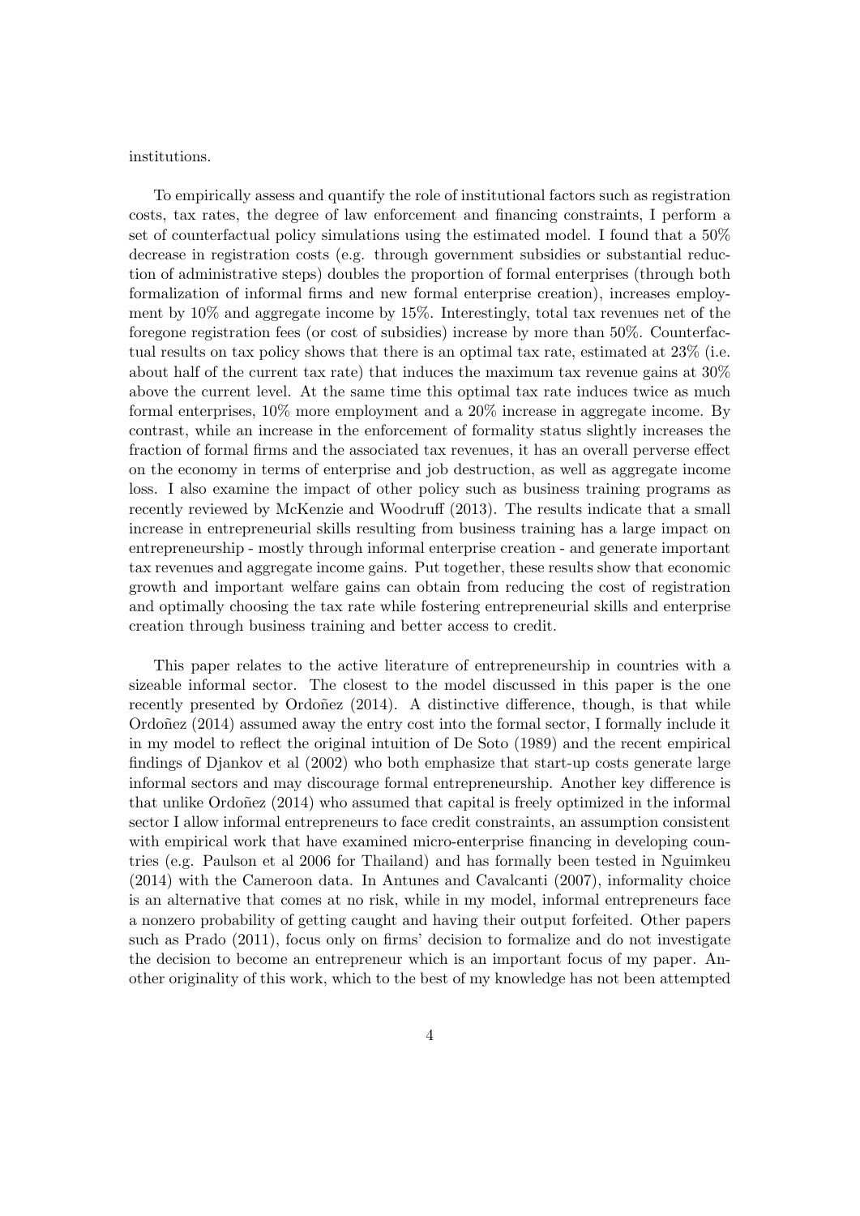institutions.

To empirically assess and quantify the role of institutional factors such as registration costs, tax rates, the degree of law enforcement and financing constraints, I perform a set of counterfactual policy simulations using the estimated model. I found that a 50% decrease in registration costs (e.g. through government subsidies or substantial reduction of administrative steps) doubles the proportion of formal enterprises (through both formalization of informal firms and new formal enterprise creation), increases employment by 10% and aggregate income by 15%. Interestingly, total tax revenues net of the foregone registration fees (or cost of subsidies) increase by more than 50%. Counterfactual results on tax policy shows that there is an optimal tax rate, estimated at 23% (i.e. about half of the current tax rate) that induces the maximum tax revenue gains at 30% above the current level. At the same time this optimal tax rate induces twice as much formal enterprises, 10% more employment and a 20% increase in aggregate income. By contrast, while an increase in the enforcement of formality status slightly increases the fraction of formal firms and the associated tax revenues, it has an overall perverse effect on the economy in terms of enterprise and job destruction, as well as aggregate income loss. I also examine the impact of other policy such as business training programs as recently reviewed by McKenzie and Woodruff (2013). The results indicate that a small increase in entrepreneurial skills resulting from business training has a large impact on entrepreneurship - mostly through informal enterprise creation - and generate important tax revenues and aggregate income gains. Put together, these results show that economic growth and important welfare gains can obtain from reducing the cost of registration and optimally choosing the tax rate while fostering entrepreneurial skills and enterprise creation through business training and better access to credit.

This paper relates to the active literature of entrepreneurship in countries with a sizeable informal sector. The closest to the model discussed in this paper is the one recently presented by Ordoñez (2014). A distinctive difference, though, is that while Ordoñez (2014) assumed away the entry cost into the formal sector, I formally include it in my model to reflect the original intuition of De Soto (1989) and the recent empirical findings of Djankov et al (2002) who both emphasize that start-up costs generate large informal sectors and may discourage formal entrepreneurship. Another key difference is that unlike Ordoñez (2014) who assumed that capital is freely optimized in the informal sector I allow informal entrepreneurs to face credit constraints, an assumption consistent with empirical work that have examined micro-enterprise financing in developing countries (e.g. Paulson et al 2006 for Thailand) and has formally been tested in Nguimkeu (2014) with the Cameroon data. In Antunes and Cavalcanti (2007), informality choice is an alternative that comes at no risk, while in my model, informal entrepreneurs face a nonzero probability of getting caught and having their output forfeited. Other papers such as Prado (2011), focus only on firms' decision to formalize and do not investigate the decision to become an entrepreneur which is an important focus of my paper. Another originality of this work, which to the best of my knowledge has not been attempted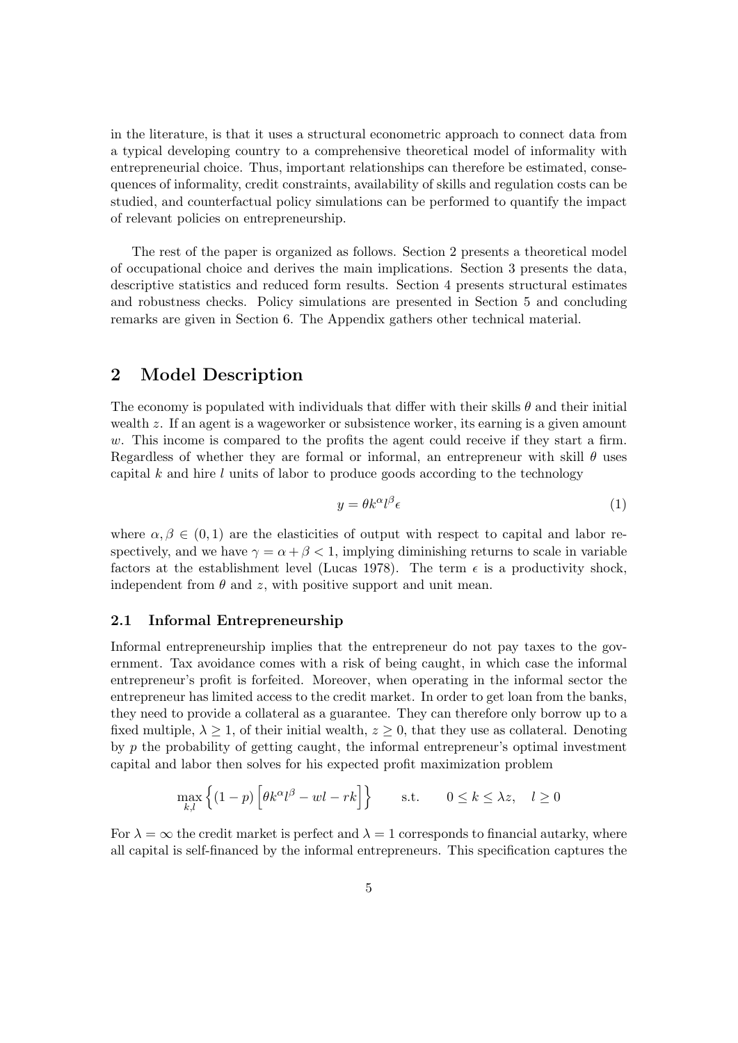in the literature, is that it uses a structural econometric approach to connect data from a typical developing country to a comprehensive theoretical model of informality with entrepreneurial choice. Thus, important relationships can therefore be estimated, consequences of informality, credit constraints, availability of skills and regulation costs can be studied, and counterfactual policy simulations can be performed to quantify the impact of relevant policies on entrepreneurship.

The rest of the paper is organized as follows. Section 2 presents a theoretical model of occupational choice and derives the main implications. Section 3 presents the data, descriptive statistics and reduced form results. Section 4 presents structural estimates and robustness checks. Policy simulations are presented in Section 5 and concluding remarks are given in Section 6. The Appendix gathers other technical material.

## 2 Model Description

The economy is populated with individuals that differ with their skills $\theta$ and their initial wealth $z$. If an agent is a wageworker or subsistence worker, its earning is a given amount $w$. This income is compared to the profits the agent could receive if they start a firm. Regardless of whether they are formal or informal, an entrepreneur with skill $\theta$ uses capital $k$ and hire $l$ units of labor to produce goods according to the technology

$$y = \theta k^{\alpha} l^{\beta} \epsilon \tag{1}$$

where $\alpha, \beta \in (0, 1)$ are the elasticities of output with respect to capital and labor respectively, and we have $\gamma = \alpha + \beta < 1$, implying diminishing returns to scale in variable factors at the establishment level (Lucas 1978). The term $\epsilon$ is a productivity shock, independent from $\theta$ and $z$, with positive support and unit mean.

### 2.1 Informal Entrepreneurship

Informal entrepreneurship implies that the entrepreneur do not pay taxes to the government. Tax avoidance comes with a risk of being caught, in which case the informal entrepreneur's profit is forfeited. Moreover, when operating in the informal sector the entrepreneur has limited access to the credit market. In order to get loan from the banks, they need to provide a collateral as a guarantee. They can therefore only borrow up to a fixed multiple, $\lambda \geq 1$, of their initial wealth, $z \geq 0$, that they use as collateral. Denoting by $p$ the probability of getting caught, the informal entrepreneur's optimal investment capital and labor then solves for his expected profit maximization problem

$$\max_{k,l} \left\{ (1-p) \left[ \theta k^{\alpha} l^{\beta} - wl - rk \right] \right\} \qquad \text{s.t.} \qquad 0 \leq k \leq \lambda z, \quad l \geq 0$$

For $\lambda = \infty$ the credit market is perfect and $\lambda = 1$ corresponds to financial autarky, where all capital is self-financed by the informal entrepreneurs. This specification captures the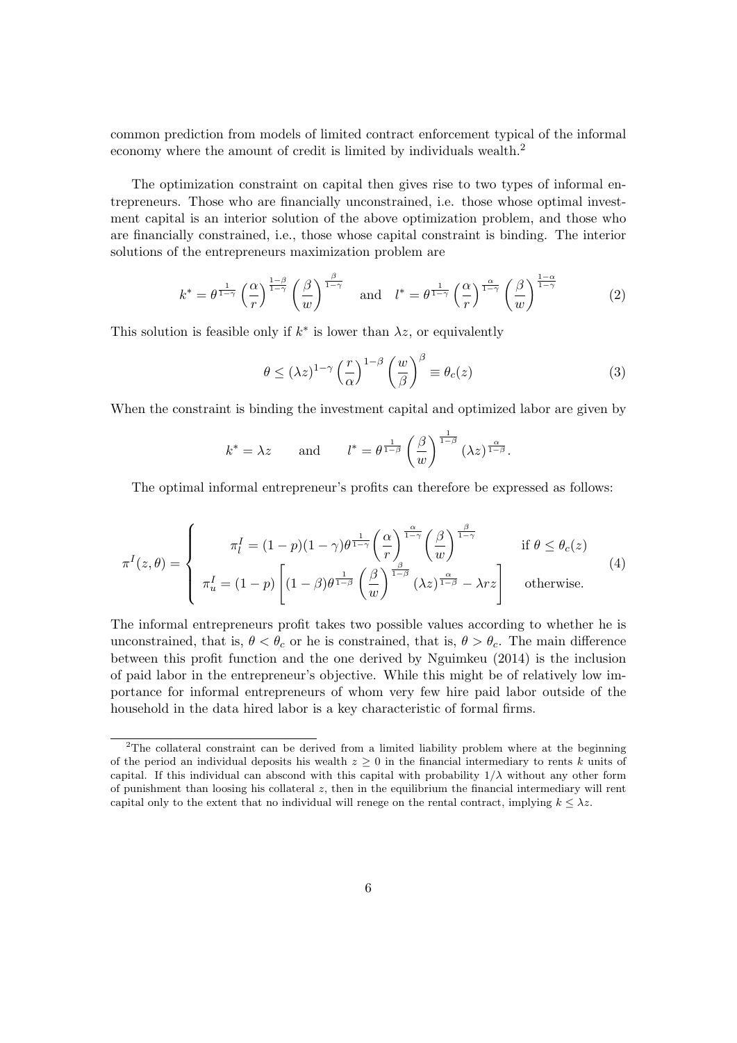common prediction from models of limited contract enforcement typical of the informal economy where the amount of credit is limited by individuals wealth.[2]

The optimization constraint on capital then gives rise to two types of informal entrepreneurs. Those who are financially unconstrained, i.e. those whose optimal investment capital is an interior solution of the above optimization problem, and those who are financially constrained, i.e., those whose capital constraint is binding. The interior solutions of the entrepreneurs maximization problem are

$$k^* = \theta^{\frac{1}{1-\gamma}} \left(\frac{\alpha}{r}\right)^{\frac{1-\beta}{1-\gamma}} \left(\frac{\beta}{w}\right)^{\frac{\beta}{1-\gamma}} \quad \text{and} \quad l^* = \theta^{\frac{1}{1-\gamma}} \left(\frac{\alpha}{r}\right)^{\frac{\alpha}{1-\gamma}} \left(\frac{\beta}{w}\right)^{\frac{1-\alpha}{1-\gamma}} \tag{2}$$

This solution is feasible only if $k^*$ is lower than $\lambda z$, or equivalently

$$\theta \leq (\lambda z)^{1-\gamma} \left(\frac{r}{\alpha}\right)^{1-\beta} \left(\frac{w}{\beta}\right)^{\beta} \equiv \theta_c(z) \tag{3}$$

When the constraint is binding the investment capital and optimized labor are given by

$$k^* = \lambda z \qquad \text{and} \qquad l^* = \theta^{\frac{1}{1-\beta}} \left(\frac{\beta}{w}\right)^{\frac{1}{1-\beta}} (\lambda z)^{\frac{\alpha}{1-\beta}}.$$

The optimal informal entrepreneur's profits can therefore be expressed as follows:

$$\pi^I(z,\theta) = \begin{cases} \pi_l^I = (1-p)(1-\gamma)\theta^{\frac{1}{1-\gamma}} \left(\dfrac{\alpha}{r}\right)^{\frac{\alpha}{1-\gamma}} \left(\dfrac{\beta}{w}\right)^{\frac{\beta}{1-\gamma}} & \text{if } \theta \leq \theta_c(z) \\ \pi_u^I = (1-p)\left[(1-\beta)\theta^{\frac{1}{1-\beta}} \left(\dfrac{\beta}{w}\right)^{\frac{\beta}{1-\beta}} (\lambda z)^{\frac{\alpha}{1-\beta}} - \lambda r z\right] & \text{otherwise.} \end{cases} \tag{4}$$

The informal entrepreneurs profit takes two possible values according to whether he is unconstrained, that is, $\theta < \theta_c$ or he is constrained, that is, $\theta > \theta_c$. The main difference between this profit function and the one derived by Nguimkeu (2014) is the inclusion of paid labor in the entrepreneur's objective. While this might be of relatively low importance for informal entrepreneurs of whom very few hire paid labor outside of the household in the data hired labor is a key characteristic of formal firms.

[2] The collateral constraint can be derived from a limited liability problem where at the beginning of the period an individual deposits his wealth $z \geq 0$ in the financial intermediary to rents $k$ units of capital. If this individual can abscond with this capital with probability $1/\lambda$ without any other form of punishment than loosing his collateral $z$, then in the equilibrium the financial intermediary will rent capital only to the extent that no individual will renege on the rental contract, implying $k \leq \lambda z$.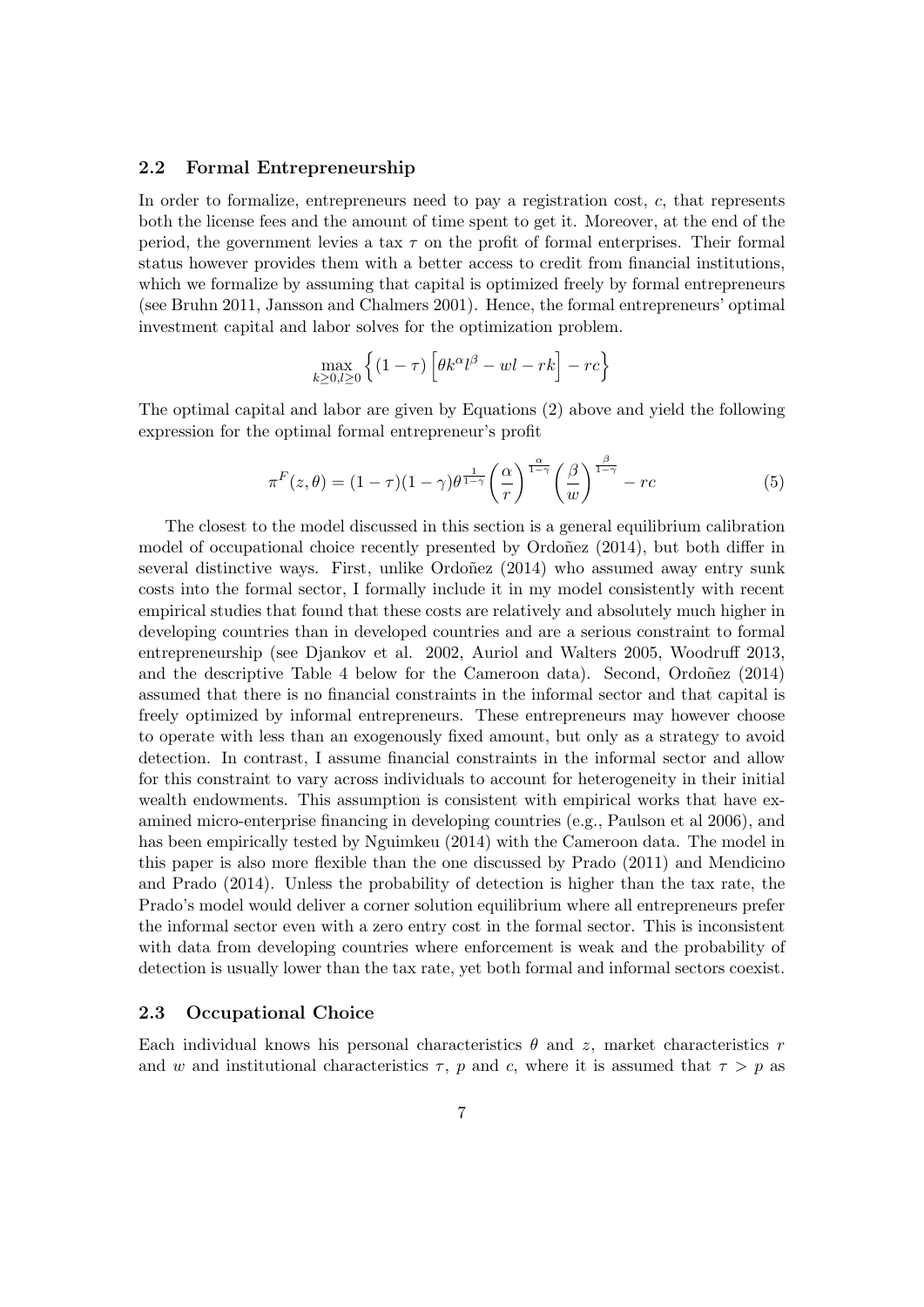### 2.2 Formal Entrepreneurship

In order to formalize, entrepreneurs need to pay a registration cost, $c$, that represents both the license fees and the amount of time spent to get it. Moreover, at the end of the period, the government levies a tax $\tau$ on the profit of formal enterprises. Their formal status however provides them with a better access to credit from financial institutions, which we formalize by assuming that capital is optimized freely by formal entrepreneurs (see Bruhn 2011, Jansson and Chalmers 2001). Hence, the formal entrepreneurs' optimal investment capital and labor solves for the optimization problem.

$$\max_{k\geq 0, l\geq 0}\left\{(1-\tau)\left[\theta k^{\alpha}l^{\beta} - wl - rk\right] - rc\right\}$$

The optimal capital and labor are given by Equations (2) above and yield the following expression for the optimal formal entrepreneur's profit

$$\pi^F(z,\theta) = (1-\tau)(1-\gamma)\theta^{\frac{1}{1-\gamma}}\left(\frac{\alpha}{r}\right)^{\frac{\alpha}{1-\gamma}}\left(\frac{\beta}{w}\right)^{\frac{\beta}{1-\gamma}} - rc \tag{5}$$

The closest to the model discussed in this section is a general equilibrium calibration model of occupational choice recently presented by Ordoñez (2014), but both differ in several distinctive ways. First, unlike Ordoñez (2014) who assumed away entry sunk costs into the formal sector, I formally include it in my model consistently with recent empirical studies that found that these costs are relatively and absolutely much higher in developing countries than in developed countries and are a serious constraint to formal entrepreneurship (see Djankov et al. 2002, Auriol and Walters 2005, Woodruff 2013, and the descriptive Table 4 below for the Cameroon data). Second, Ordoñez (2014) assumed that there is no financial constraints in the informal sector and that capital is freely optimized by informal entrepreneurs. These entrepreneurs may however choose to operate with less than an exogenously fixed amount, but only as a strategy to avoid detection. In contrast, I assume financial constraints in the informal sector and allow for this constraint to vary across individuals to account for heterogeneity in their initial wealth endowments. This assumption is consistent with empirical works that have examined micro-enterprise financing in developing countries (e.g., Paulson et al 2006), and has been empirically tested by Nguimkeu (2014) with the Cameroon data. The model in this paper is also more flexible than the one discussed by Prado (2011) and Mendicino and Prado (2014). Unless the probability of detection is higher than the tax rate, the Prado's model would deliver a corner solution equilibrium where all entrepreneurs prefer the informal sector even with a zero entry cost in the formal sector. This is inconsistent with data from developing countries where enforcement is weak and the probability of detection is usually lower than the tax rate, yet both formal and informal sectors coexist.

### 2.3 Occupational Choice

Each individual knows his personal characteristics $\theta$ and $z$, market characteristics $r$ and $w$ and institutional characteristics $\tau$, $p$ and $c$, where it is assumed that $\tau > p$ as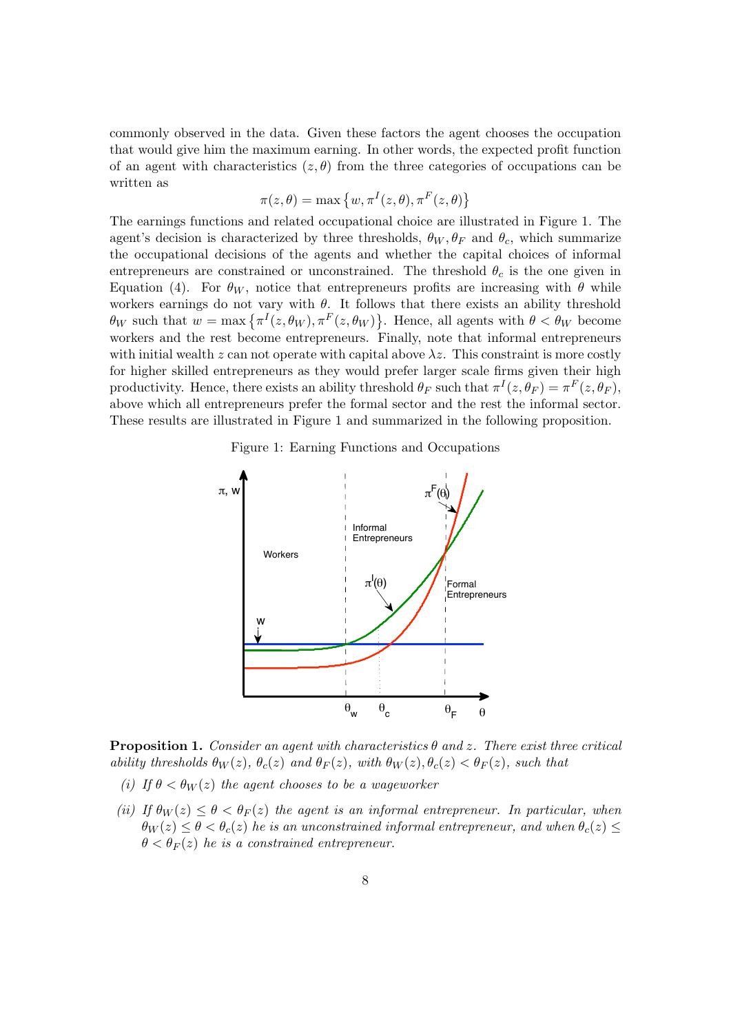commonly observed in the data. Given these factors the agent chooses the occupation that would give him the maximum earning. In other words, the expected profit function of an agent with characteristics $(z, \theta)$ from the three categories of occupations can be written as

$$\pi(z, \theta) = \max\left\{w, \pi^I(z, \theta), \pi^F(z, \theta)\right\}$$

The earnings functions and related occupational choice are illustrated in Figure 1. The agent's decision is characterized by three thresholds, $\theta_W, \theta_F$ and $\theta_c$, which summarize the occupational decisions of the agents and whether the capital choices of informal entrepreneurs are constrained or unconstrained. The threshold $\theta_c$ is the one given in Equation (4). For $\theta_W$, notice that entrepreneurs profits are increasing with $\theta$ while workers earnings do not vary with $\theta$. It follows that there exists an ability threshold $\theta_W$ such that $w = \max\left\{\pi^I(z, \theta_W), \pi^F(z, \theta_W)\right\}$. Hence, all agents with $\theta < \theta_W$ become workers and the rest become entrepreneurs. Finally, note that informal entrepreneurs with initial wealth $z$ can not operate with capital above $\lambda z$. This constraint is more costly for higher skilled entrepreneurs as they would prefer larger scale firms given their high productivity. Hence, there exists an ability threshold $\theta_F$ such that $\pi^I(z, \theta_F) = \pi^F(z, \theta_F)$, above which all entrepreneurs prefer the formal sector and the rest the informal sector. These results are illustrated in Figure 1 and summarized in the following proposition.

Figure 1: Earning Functions and Occupations

**Proposition 1.** *Consider an agent with characteristics $\theta$ and $z$. There exist three critical ability thresholds $\theta_W(z)$, $\theta_c(z)$ and $\theta_F(z)$, with $\theta_W(z), \theta_c(z) < \theta_F(z)$, such that*

*(i) If $\theta < \theta_W(z)$ the agent chooses to be a wageworker*

*(ii) If $\theta_W(z) \leq \theta < \theta_F(z)$ the agent is an informal entrepreneur. In particular, when $\theta_W(z) \leq \theta < \theta_c(z)$ he is an unconstrained informal entrepreneur, and when $\theta_c(z) \leq \theta < \theta_F(z)$ he is a constrained entrepreneur.*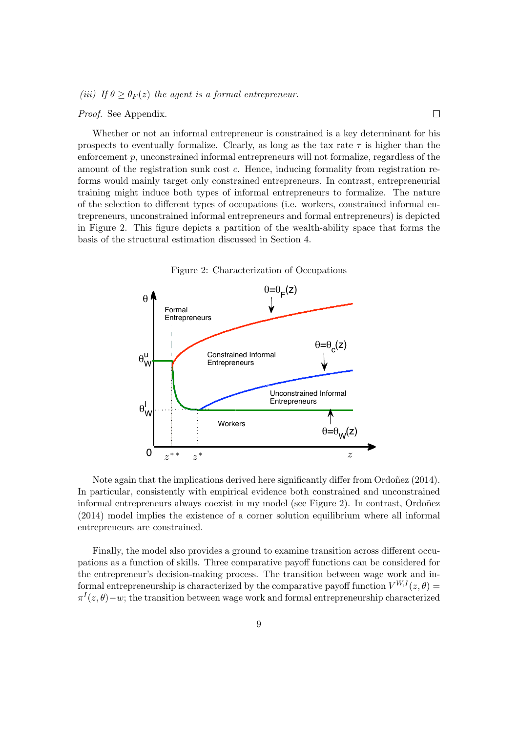*(iii) If $\theta \geq \theta_F(z)$ the agent is a formal entrepreneur.*

*Proof.* See Appendix. □

Whether or not an informal entrepreneur is constrained is a key determinant for his prospects to eventually formalize. Clearly, as long as the tax rate $\tau$ is higher than the enforcement $p$, unconstrained informal entrepreneurs will not formalize, regardless of the amount of the registration sunk cost $c$. Hence, inducing formality from registration reforms would mainly target only constrained entrepreneurs. In contrast, entrepreneurial training might induce both types of informal entrepreneurs to formalize. The nature of the selection to different types of occupations (i.e. workers, constrained informal entrepreneurs, unconstrained informal entrepreneurs and formal entrepreneurs) is depicted in Figure 2. This figure depicts a partition of the wealth-ability space that forms the basis of the structural estimation discussed in Section 4.

Figure 2: Characterization of Occupations

Note again that the implications derived here significantly differ from Ordoñez (2014). In particular, consistently with empirical evidence both constrained and unconstrained informal entrepreneurs always coexist in my model (see Figure 2). In contrast, Ordoñez (2014) model implies the existence of a corner solution equilibrium where all informal entrepreneurs are constrained.

Finally, the model also provides a ground to examine transition across different occupations as a function of skills. Three comparative payoff functions can be considered for the entrepreneur's decision-making process. The transition between wage work and informal entrepreneurship is characterized by the comparative payoff function $V^{W,I}(z,\theta) = \pi^I(z,\theta) - w$; the transition between wage work and formal entrepreneurship characterized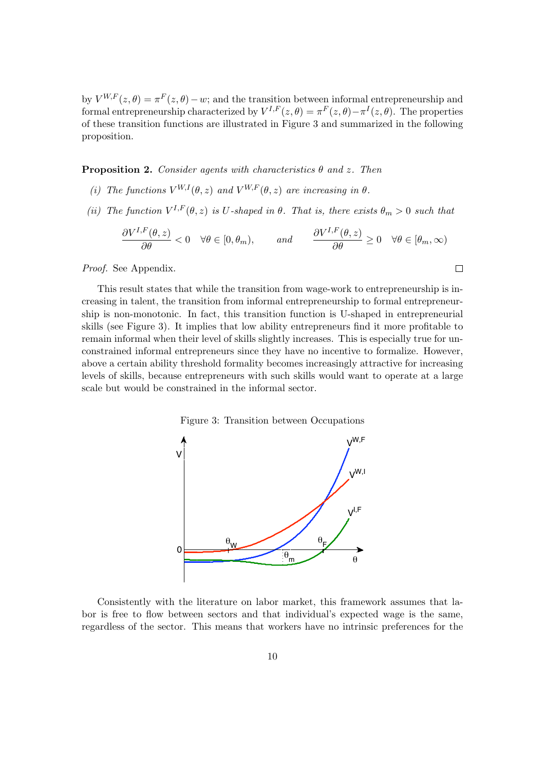by $V^{W,F}(z,\theta) = \pi^F(z,\theta) - w$; and the transition between informal entrepreneurship and formal entrepreneurship characterized by $V^{I,F}(z,\theta) = \pi^F(z,\theta) - \pi^I(z,\theta)$. The properties of these transition functions are illustrated in Figure 3 and summarized in the following proposition.

**Proposition 2.** *Consider agents with characteristics $\theta$ and $z$. Then*

*(i) The functions $V^{W,I}(\theta,z)$ and $V^{W,F}(\theta,z)$ are increasing in $\theta$.*

*(ii) The function $V^{I,F}(\theta,z)$ is U-shaped in $\theta$. That is, there exists $\theta_m > 0$ such that*

$$\frac{\partial V^{I,F}(\theta,z)}{\partial \theta} < 0 \quad \forall \theta \in [0,\theta_m), \qquad \textit{and} \qquad \frac{\partial V^{I,F}(\theta,z)}{\partial \theta} \geq 0 \quad \forall \theta \in [\theta_m, \infty)$$

*Proof.* See Appendix. □

This result states that while the transition from wage-work to entrepreneurship is increasing in talent, the transition from informal entrepreneurship to formal entrepreneurship is non-monotonic. In fact, this transition function is U-shaped in entrepreneurial skills (see Figure 3). It implies that low ability entrepreneurs find it more profitable to remain informal when their level of skills slightly increases. This is especially true for unconstrained informal entrepreneurs since they have no incentive to formalize. However, above a certain ability threshold formality becomes increasingly attractive for increasing levels of skills, because entrepreneurs with such skills would want to operate at a large scale but would be constrained in the informal sector.

Figure 3: Transition between Occupations

Consistently with the literature on labor market, this framework assumes that labor is free to flow between sectors and that individual's expected wage is the same, regardless of the sector. This means that workers have no intrinsic preferences for the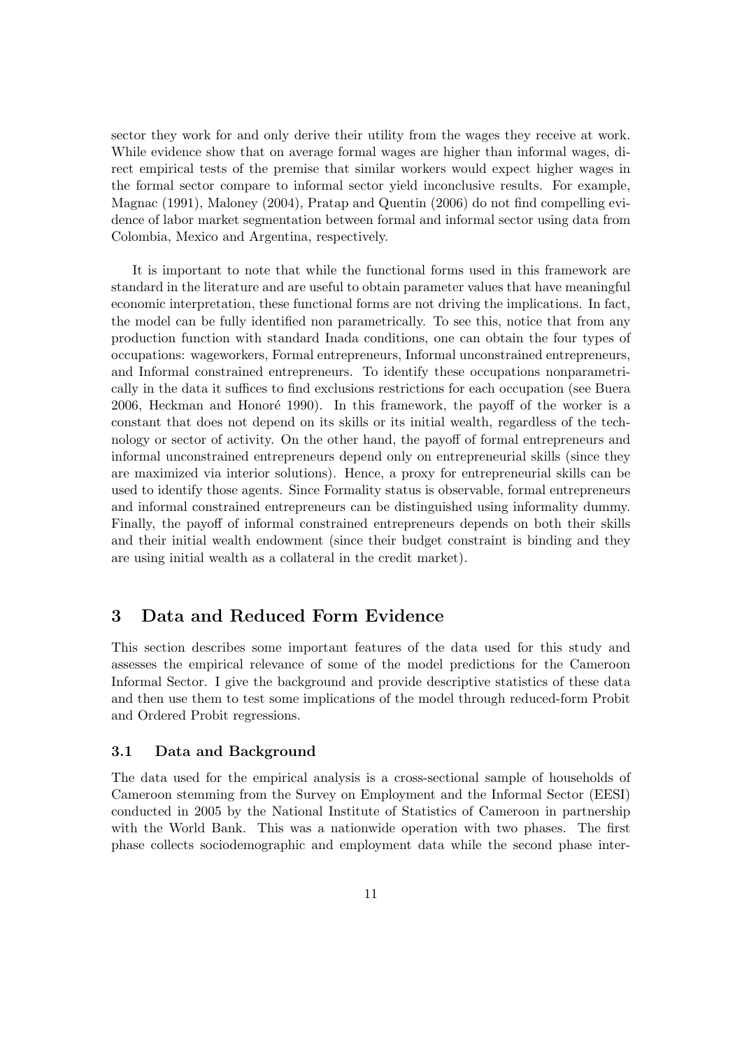sector they work for and only derive their utility from the wages they receive at work. While evidence show that on average formal wages are higher than informal wages, direct empirical tests of the premise that similar workers would expect higher wages in the formal sector compare to informal sector yield inconclusive results. For example, Magnac (1991), Maloney (2004), Pratap and Quentin (2006) do not find compelling evidence of labor market segmentation between formal and informal sector using data from Colombia, Mexico and Argentina, respectively.

It is important to note that while the functional forms used in this framework are standard in the literature and are useful to obtain parameter values that have meaningful economic interpretation, these functional forms are not driving the implications. In fact, the model can be fully identified non parametrically. To see this, notice that from any production function with standard Inada conditions, one can obtain the four types of occupations: wageworkers, Formal entrepreneurs, Informal unconstrained entrepreneurs, and Informal constrained entrepreneurs. To identify these occupations nonparametrically in the data it suffices to find exclusions restrictions for each occupation (see Buera 2006, Heckman and Honoré 1990). In this framework, the payoff of the worker is a constant that does not depend on its skills or its initial wealth, regardless of the technology or sector of activity. On the other hand, the payoff of formal entrepreneurs and informal unconstrained entrepreneurs depend only on entrepreneurial skills (since they are maximized via interior solutions). Hence, a proxy for entrepreneurial skills can be used to identify those agents. Since Formality status is observable, formal entrepreneurs and informal constrained entrepreneurs can be distinguished using informality dummy. Finally, the payoff of informal constrained entrepreneurs depends on both their skills and their initial wealth endowment (since their budget constraint is binding and they are using initial wealth as a collateral in the credit market).

# 3 Data and Reduced Form Evidence

This section describes some important features of the data used for this study and assesses the empirical relevance of some of the model predictions for the Cameroon Informal Sector. I give the background and provide descriptive statistics of these data and then use them to test some implications of the model through reduced-form Probit and Ordered Probit regressions.

## 3.1 Data and Background

The data used for the empirical analysis is a cross-sectional sample of households of Cameroon stemming from the Survey on Employment and the Informal Sector (EESI) conducted in 2005 by the National Institute of Statistics of Cameroon in partnership with the World Bank. This was a nationwide operation with two phases. The first phase collects sociodemographic and employment data while the second phase inter-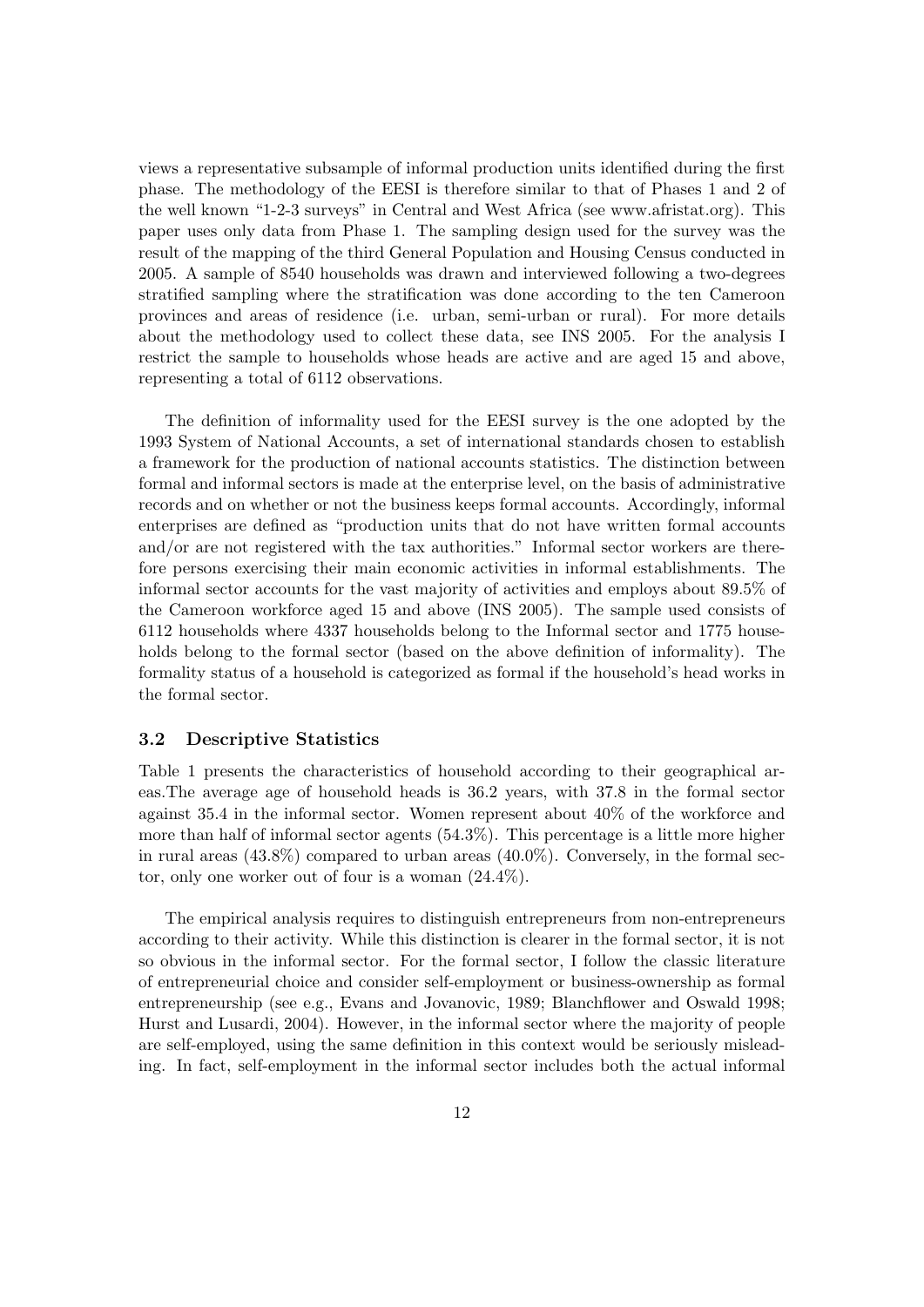views a representative subsample of informal production units identified during the first phase. The methodology of the EESI is therefore similar to that of Phases 1 and 2 of the well known "1-2-3 surveys" in Central and West Africa (see www.afristat.org). This paper uses only data from Phase 1. The sampling design used for the survey was the result of the mapping of the third General Population and Housing Census conducted in 2005. A sample of 8540 households was drawn and interviewed following a two-degrees stratified sampling where the stratification was done according to the ten Cameroon provinces and areas of residence (i.e. urban, semi-urban or rural). For more details about the methodology used to collect these data, see INS 2005. For the analysis I restrict the sample to households whose heads are active and are aged 15 and above, representing a total of 6112 observations.

The definition of informality used for the EESI survey is the one adopted by the 1993 System of National Accounts, a set of international standards chosen to establish a framework for the production of national accounts statistics. The distinction between formal and informal sectors is made at the enterprise level, on the basis of administrative records and on whether or not the business keeps formal accounts. Accordingly, informal enterprises are defined as "production units that do not have written formal accounts and/or are not registered with the tax authorities." Informal sector workers are therefore persons exercising their main economic activities in informal establishments. The informal sector accounts for the vast majority of activities and employs about 89.5% of the Cameroon workforce aged 15 and above (INS 2005). The sample used consists of 6112 households where 4337 households belong to the Informal sector and 1775 households belong to the formal sector (based on the above definition of informality). The formality status of a household is categorized as formal if the household's head works in the formal sector.

### 3.2 Descriptive Statistics

Table 1 presents the characteristics of household according to their geographical areas.The average age of household heads is 36.2 years, with 37.8 in the formal sector against 35.4 in the informal sector. Women represent about 40% of the workforce and more than half of informal sector agents (54.3%). This percentage is a little more higher in rural areas (43.8%) compared to urban areas (40.0%). Conversely, in the formal sector, only one worker out of four is a woman (24.4%).

The empirical analysis requires to distinguish entrepreneurs from non-entrepreneurs according to their activity. While this distinction is clearer in the formal sector, it is not so obvious in the informal sector. For the formal sector, I follow the classic literature of entrepreneurial choice and consider self-employment or business-ownership as formal entrepreneurship (see e.g., Evans and Jovanovic, 1989; Blanchflower and Oswald 1998; Hurst and Lusardi, 2004). However, in the informal sector where the majority of people are self-employed, using the same definition in this context would be seriously misleading. In fact, self-employment in the informal sector includes both the actual informal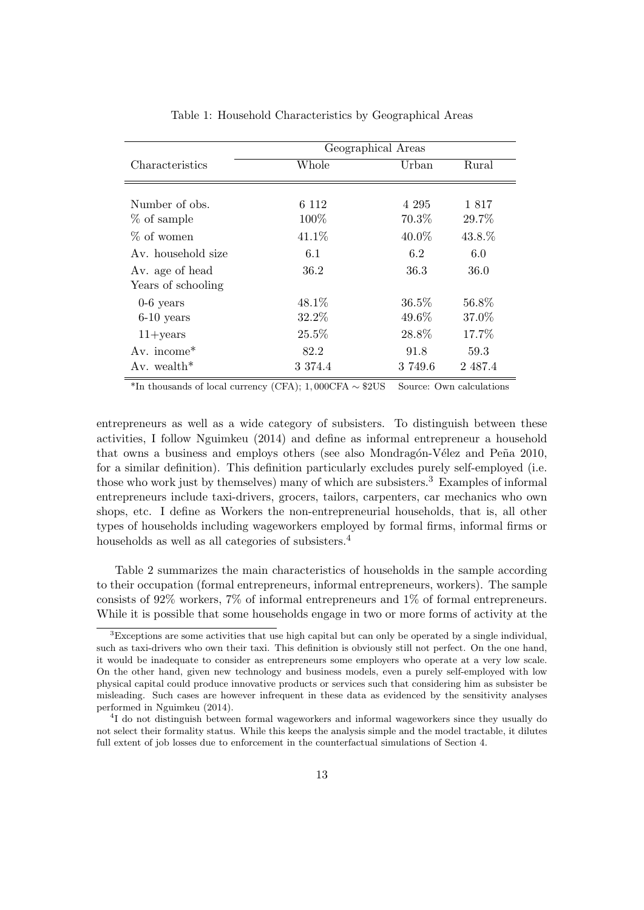Table 1: Household Characteristics by Geographical Areas

| Characteristics | Geographical Areas | | |
|---|---|---|---|
| | Whole | Urban | Rural |
| Number of obs. | 6 112 | 4 295 | 1 817 |
| % of sample | 100% | 70.3% | 29.7% |
| % of women | 41.1% | 40.0% | 43.8.% |
| Av. household size | 6.1 | 6.2 | 6.0 |
| Av. age of head | 36.2 | 36.3 | 36.0 |
| Years of schooling | | | |
| 0-6 years | 48.1% | 36.5% | 56.8% |
| 6-10 years | 32.2% | 49.6% | 37.0% |
| 11+years | 25.5% | 28.8% | 17.7% |
| Av. income* | 82.2 | 91.8 | 59.3 |
| Av. wealth* | 3 374.4 | 3 749.6 | 2 487.4 |

*In thousands of local currency (CFA); $1,000\text{CFA} \sim \$2\text{US}$ Source: Own calculations

entrepreneurs as well as a wide category of subsisters. To distinguish between these activities, I follow Nguimkeu (2014) and define as informal entrepreneur a household that owns a business and employs others (see also Mondragón-Vélez and Peña 2010, for a similar definition). This definition particularly excludes purely self-employed (i.e. those who work just by themselves) many of which are subsisters.[3] Examples of informal entrepreneurs include taxi-drivers, grocers, tailors, carpenters, car mechanics who own shops, etc. I define as Workers the non-entrepreneurial households, that is, all other types of households including wageworkers employed by formal firms, informal firms or households as well as all categories of subsisters.[4]

Table 2 summarizes the main characteristics of households in the sample according to their occupation (formal entrepreneurs, informal entrepreneurs, workers). The sample consists of 92% workers, 7% of informal entrepreneurs and 1% of formal entrepreneurs. While it is possible that some households engage in two or more forms of activity at the

[3] Exceptions are some activities that use high capital but can only be operated by a single individual, such as taxi-drivers who own their taxi. This definition is obviously still not perfect. On the one hand, it would be inadequate to consider as entrepreneurs some employers who operate at a very low scale. On the other hand, given new technology and business models, even a purely self-employed with low physical capital could produce innovative products or services such that considering him as subsister be misleading. Such cases are however infrequent in these data as evidenced by the sensitivity analyses performed in Nguimkeu (2014).

[4] I do not distinguish between formal wageworkers and informal wageworkers since they usually do not select their formality status. While this keeps the analysis simple and the model tractable, it dilutes full extent of job losses due to enforcement in the counterfactual simulations of Section 4.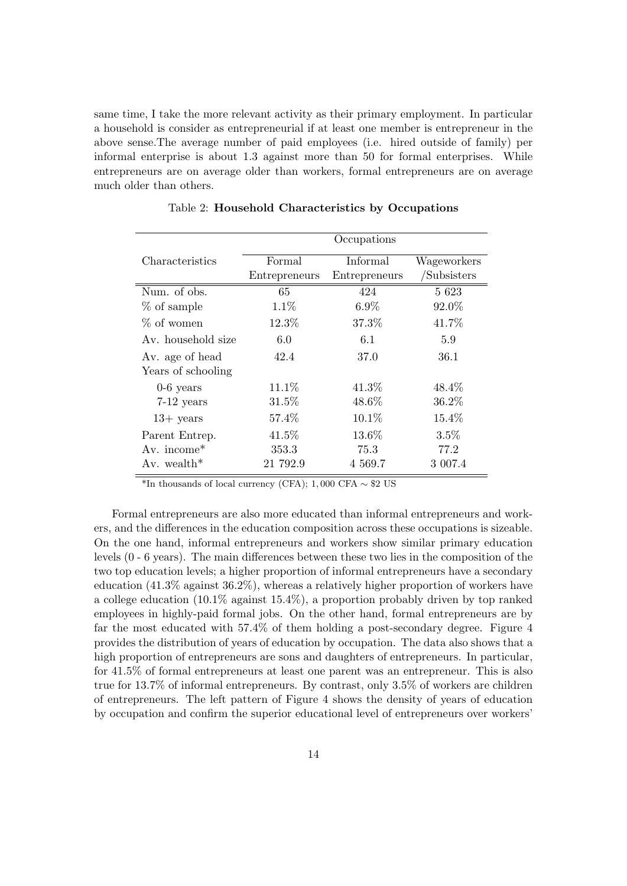same time, I take the more relevant activity as their primary employment. In particular a household is consider as entrepreneurial if at least one member is entrepreneur in the above sense.The average number of paid employees (i.e. hired outside of family) per informal enterprise is about 1.3 against more than 50 for formal enterprises. While entrepreneurs are on average older than workers, formal entrepreneurs are on average much older than others.

Table 2: **Household Characteristics by Occupations**

| | Occupations | | |
|---|---|---|---|
| Characteristics | Formal Entrepreneurs | Informal Entrepreneurs | Wageworkers /Subsisters |
| Num. of obs. | 65 | 424 | 5 623 |
| % of sample | 1.1% | 6.9% | 92.0% |
| % of women | 12.3% | 37.3% | 41.7% |
| Av. household size | 6.0 | 6.1 | 5.9 |
| Av. age of head | 42.4 | 37.0 | 36.1 |
| Years of schooling | | | |
| 0-6 years | 11.1% | 41.3% | 48.4% |
| 7-12 years | 31.5% | 48.6% | 36.2% |
| 13+ years | 57.4% | 10.1% | 15.4% |
| Parent Entrep. | 41.5% | 13.6% | 3.5% |
| Av. income* | 353.3 | 75.3 | 77.2 |
| Av. wealth* | 21 792.9 | 4 569.7 | 3 007.4 |

*In thousands of local currency (CFA); 1,000 CFA $\sim$ \$2 US

Formal entrepreneurs are also more educated than informal entrepreneurs and workers, and the differences in the education composition across these occupations is sizeable. On the one hand, informal entrepreneurs and workers show similar primary education levels (0 - 6 years). The main differences between these two lies in the composition of the two top education levels; a higher proportion of informal entrepreneurs have a secondary education (41.3% against 36.2%), whereas a relatively higher proportion of workers have a college education (10.1% against 15.4%), a proportion probably driven by top ranked employees in highly-paid formal jobs. On the other hand, formal entrepreneurs are by far the most educated with 57.4% of them holding a post-secondary degree. Figure 4 provides the distribution of years of education by occupation. The data also shows that a high proportion of entrepreneurs are sons and daughters of entrepreneurs. In particular, for 41.5% of formal entrepreneurs at least one parent was an entrepreneur. This is also true for 13.7% of informal entrepreneurs. By contrast, only 3.5% of workers are children of entrepreneurs. The left pattern of Figure 4 shows the density of years of education by occupation and confirm the superior educational level of entrepreneurs over workers'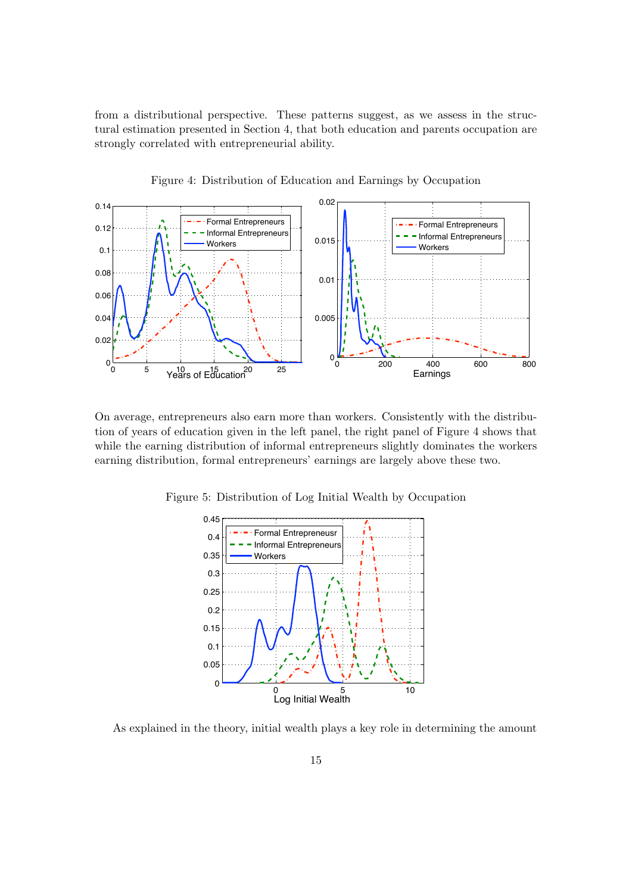from a distributional perspective. These patterns suggest, as we assess in the structural estimation presented in Section 4, that both education and parents occupation are strongly correlated with entrepreneurial ability.

Figure 4: Distribution of Education and Earnings by Occupation

On average, entrepreneurs also earn more than workers. Consistently with the distribution of years of education given in the left panel, the right panel of Figure 4 shows that while the earning distribution of informal entrepreneurs slightly dominates the workers earning distribution, formal entrepreneurs' earnings are largely above these two.

Figure 5: Distribution of Log Initial Wealth by Occupation

As explained in the theory, initial wealth plays a key role in determining the amount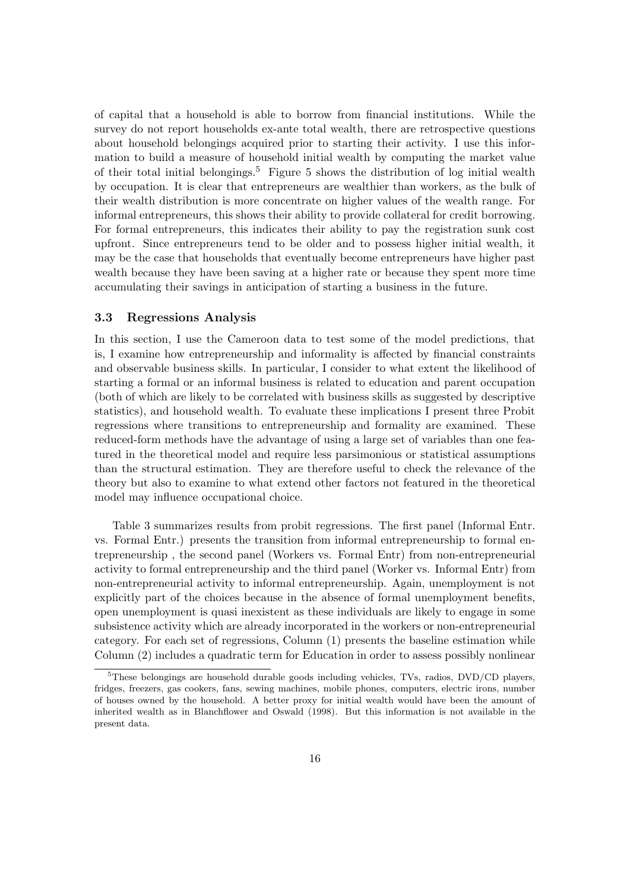of capital that a household is able to borrow from financial institutions. While the survey do not report households ex-ante total wealth, there are retrospective questions about household belongings acquired prior to starting their activity. I use this information to build a measure of household initial wealth by computing the market value of their total initial belongings.[5] Figure 5 shows the distribution of log initial wealth by occupation. It is clear that entrepreneurs are wealthier than workers, as the bulk of their wealth distribution is more concentrate on higher values of the wealth range. For informal entrepreneurs, this shows their ability to provide collateral for credit borrowing. For formal entrepreneurs, this indicates their ability to pay the registration sunk cost upfront. Since entrepreneurs tend to be older and to possess higher initial wealth, it may be the case that households that eventually become entrepreneurs have higher past wealth because they have been saving at a higher rate or because they spent more time accumulating their savings in anticipation of starting a business in the future.

### 3.3 Regressions Analysis

In this section, I use the Cameroon data to test some of the model predictions, that is, I examine how entrepreneurship and informality is affected by financial constraints and observable business skills. In particular, I consider to what extent the likelihood of starting a formal or an informal business is related to education and parent occupation (both of which are likely to be correlated with business skills as suggested by descriptive statistics), and household wealth. To evaluate these implications I present three Probit regressions where transitions to entrepreneurship and formality are examined. These reduced-form methods have the advantage of using a large set of variables than one featured in the theoretical model and require less parsimonious or statistical assumptions than the structural estimation. They are therefore useful to check the relevance of the theory but also to examine to what extend other factors not featured in the theoretical model may influence occupational choice.

Table 3 summarizes results from probit regressions. The first panel (Informal Entr. vs. Formal Entr.) presents the transition from informal entrepreneurship to formal entrepreneurship , the second panel (Workers vs. Formal Entr) from non-entrepreneurial activity to formal entrepreneurship and the third panel (Worker vs. Informal Entr) from non-entrepreneurial activity to informal entrepreneurship. Again, unemployment is not explicitly part of the choices because in the absence of formal unemployment benefits, open unemployment is quasi inexistent as these individuals are likely to engage in some subsistence activity which are already incorporated in the workers or non-entrepreneurial category. For each set of regressions, Column (1) presents the baseline estimation while Column (2) includes a quadratic term for Education in order to assess possibly nonlinear

[5] These belongings are household durable goods including vehicles, TVs, radios, DVD/CD players, fridges, freezers, gas cookers, fans, sewing machines, mobile phones, computers, electric irons, number of houses owned by the household. A better proxy for initial wealth would have been the amount of inherited wealth as in Blanchflower and Oswald (1998). But this information is not available in the present data.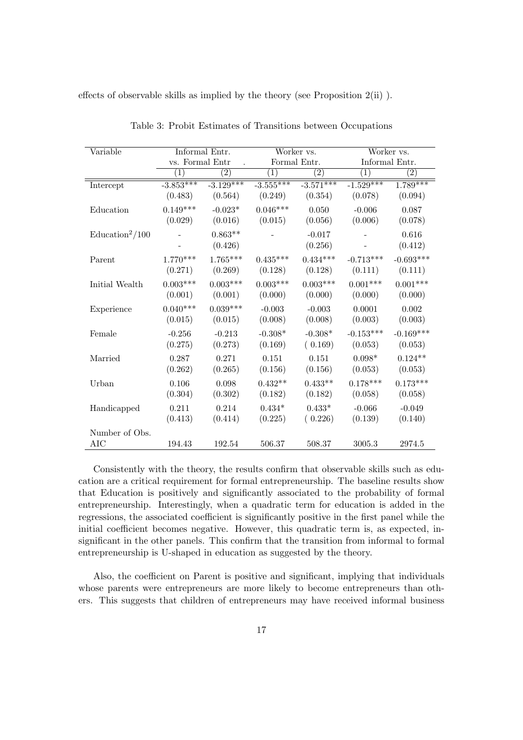effects of observable skills as implied by the theory (see Proposition 2(ii) ).

Table 3: Probit Estimates of Transitions between Occupations

| Variable | Informal Entr. vs. Formal Entr | | Worker vs. Formal Entr. | | Worker vs. Informal Entr. | |
|---|---|---|---|---|---|---|
| | (1) | (2) | (1) | (2) | (1) | (2) |
| Intercept | -3.853*** | -3.129*** | -3.555*** | -3.571*** | -1.529*** | 1.789*** |
| | (0.483) | (0.564) | (0.249) | (0.354) | (0.078) | (0.094) |
| Education | 0.149*** | -0.023* | 0.046*** | 0.050 | -0.006 | 0.087 |
| | (0.029) | (0.016) | (0.015) | (0.056) | (0.006) | (0.078) |
| $\text{Education}^2/100$ | - | 0.863** | - | -0.017 | - | 0.616 |
| | - | (0.426) | | (0.256) | - | (0.412) |
| Parent | 1.770*** | 1.765*** | 0.435*** | 0.434*** | -0.713*** | -0.693*** |
| | (0.271) | (0.269) | (0.128) | (0.128) | (0.111) | (0.111) |
| Initial Wealth | 0.003*** | 0.003*** | 0.003*** | 0.003*** | 0.001*** | 0.001*** |
| | (0.001) | (0.001) | (0.000) | (0.000) | (0.000) | (0.000) |
| Experience | 0.040*** | 0.039*** | -0.003 | -0.003 | 0.0001 | 0.002 |
| | (0.015) | (0.015) | (0.008) | (0.008) | (0.003) | (0.003) |
| Female | -0.256 | -0.213 | -0.308* | -0.308* | -0.153*** | -0.169*** |
| | (0.275) | (0.273) | (0.169) | ( 0.169) | (0.053) | (0.053) |
| Married | 0.287 | 0.271 | 0.151 | 0.151 | 0.098* | 0.124** |
| | (0.262) | (0.265) | (0.156) | (0.156) | (0.053) | (0.053) |
| Urban | 0.106 | 0.098 | 0.432** | 0.433** | 0.178*** | 0.173*** |
| | (0.304) | (0.302) | (0.182) | (0.182) | (0.058) | (0.058) |
| Handicapped | 0.211 | 0.214 | 0.434* | 0.433* | -0.066 | -0.049 |
| | (0.413) | (0.414) | (0.225) | ( 0.226) | (0.139) | (0.140) |
| Number of Obs. | | | | | | |
| AIC | 194.43 | 192.54 | 506.37 | 508.37 | 3005.3 | 2974.5 |

Consistently with the theory, the results confirm that observable skills such as education are a critical requirement for formal entrepreneurship. The baseline results show that Education is positively and significantly associated to the probability of formal entrepreneurship. Interestingly, when a quadratic term for education is added in the regressions, the associated coefficient is significantly positive in the first panel while the initial coefficient becomes negative. However, this quadratic term is, as expected, insignificant in the other panels. This confirm that the transition from informal to formal entrepreneurship is U-shaped in education as suggested by the theory.

Also, the coefficient on Parent is positive and significant, implying that individuals whose parents were entrepreneurs are more likely to become entrepreneurs than others. This suggests that children of entrepreneurs may have received informal business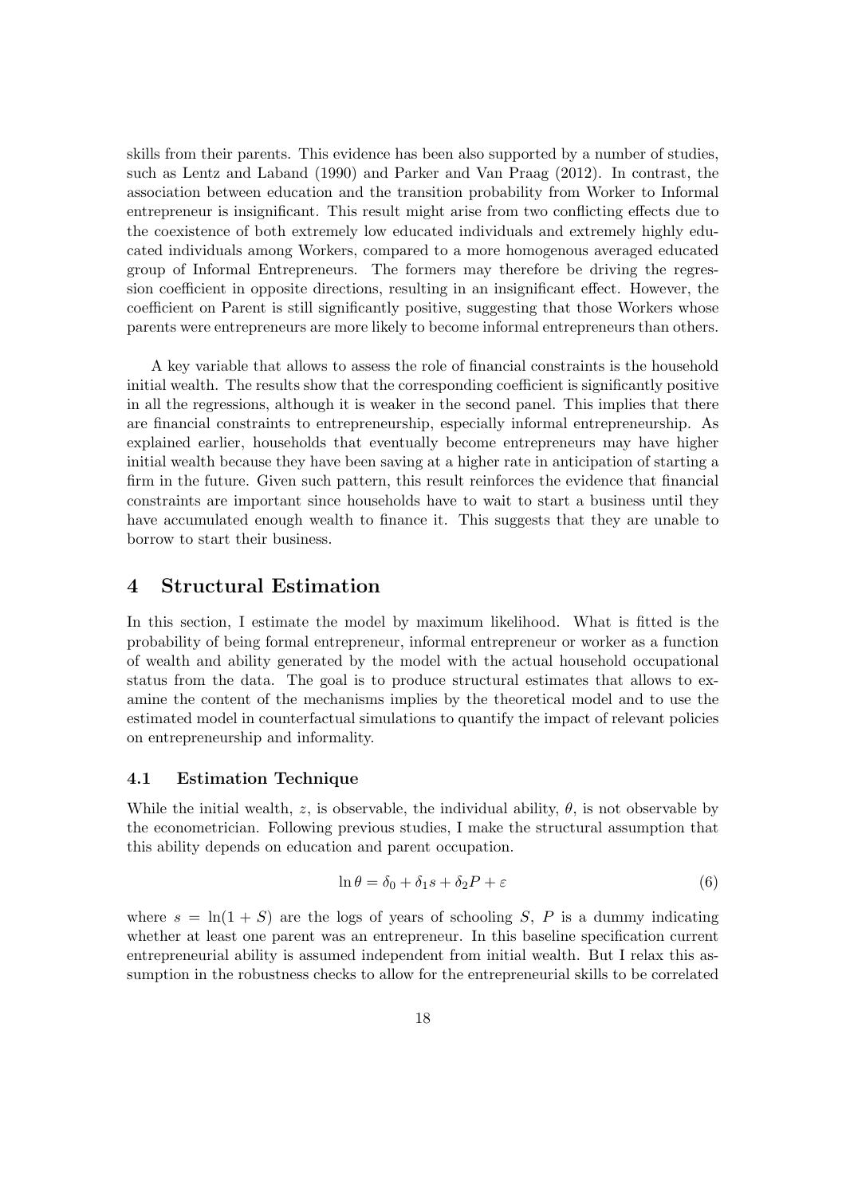skills from their parents. This evidence has been also supported by a number of studies, such as Lentz and Laband (1990) and Parker and Van Praag (2012). In contrast, the association between education and the transition probability from Worker to Informal entrepreneur is insignificant. This result might arise from two conflicting effects due to the coexistence of both extremely low educated individuals and extremely highly educated individuals among Workers, compared to a more homogenous averaged educated group of Informal Entrepreneurs. The formers may therefore be driving the regression coefficient in opposite directions, resulting in an insignificant effect. However, the coefficient on Parent is still significantly positive, suggesting that those Workers whose parents were entrepreneurs are more likely to become informal entrepreneurs than others.

A key variable that allows to assess the role of financial constraints is the household initial wealth. The results show that the corresponding coefficient is significantly positive in all the regressions, although it is weaker in the second panel. This implies that there are financial constraints to entrepreneurship, especially informal entrepreneurship. As explained earlier, households that eventually become entrepreneurs may have higher initial wealth because they have been saving at a higher rate in anticipation of starting a firm in the future. Given such pattern, this result reinforces the evidence that financial constraints are important since households have to wait to start a business until they have accumulated enough wealth to finance it. This suggests that they are unable to borrow to start their business.

# 4 Structural Estimation

In this section, I estimate the model by maximum likelihood. What is fitted is the probability of being formal entrepreneur, informal entrepreneur or worker as a function of wealth and ability generated by the model with the actual household occupational status from the data. The goal is to produce structural estimates that allows to examine the content of the mechanisms implies by the theoretical model and to use the estimated model in counterfactual simulations to quantify the impact of relevant policies on entrepreneurship and informality.

## 4.1 Estimation Technique

While the initial wealth, $z$, is observable, the individual ability, $\theta$, is not observable by the econometrician. Following previous studies, I make the structural assumption that this ability depends on education and parent occupation.

$$\ln \theta = \delta_0 + \delta_1 s + \delta_2 P + \varepsilon \tag{6}$$

where $s = \ln(1 + S)$ are the logs of years of schooling $S$, $P$ is a dummy indicating whether at least one parent was an entrepreneur. In this baseline specification current entrepreneurial ability is assumed independent from initial wealth. But I relax this assumption in the robustness checks to allow for the entrepreneurial skills to be correlated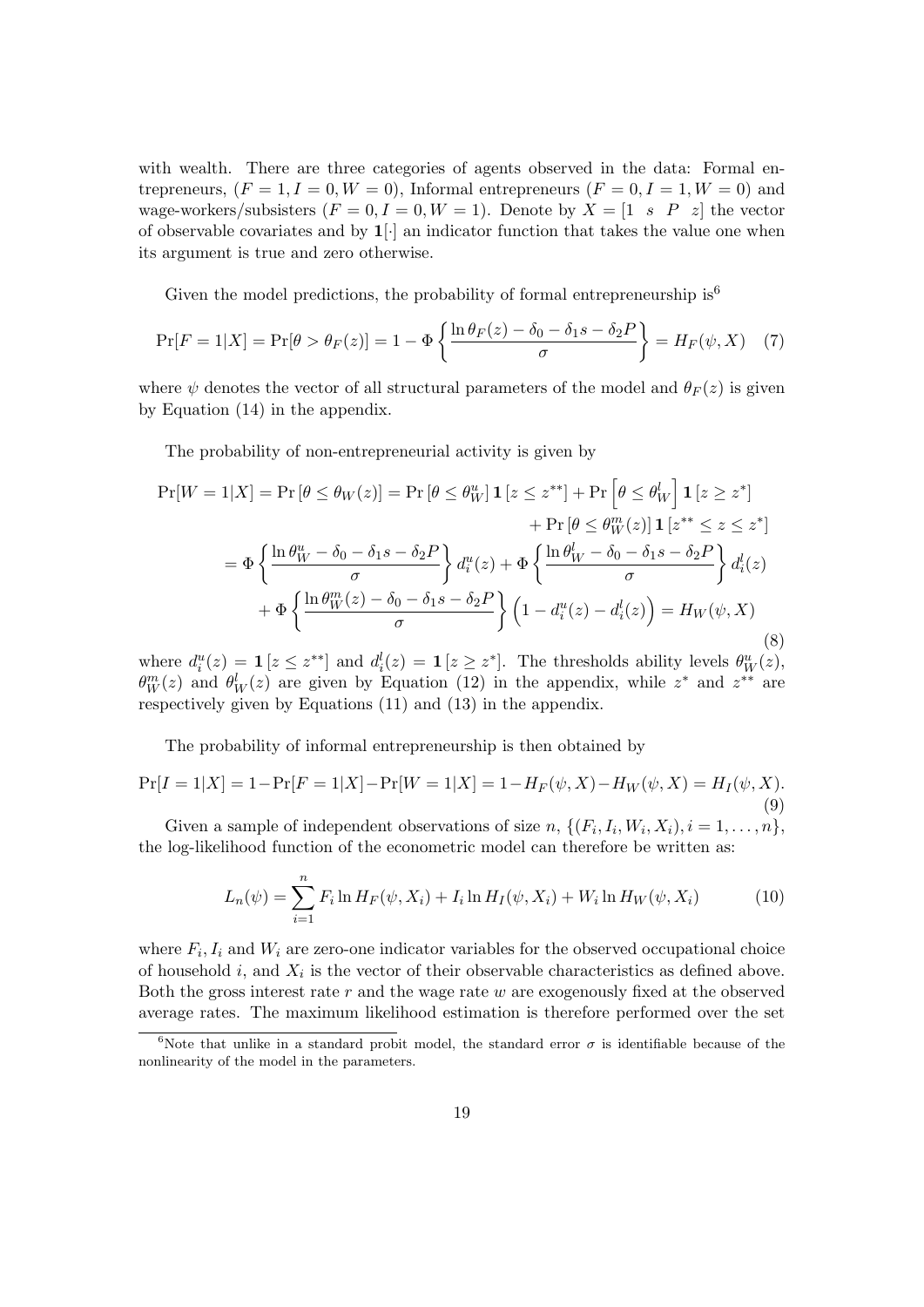with wealth. There are three categories of agents observed in the data: Formal entrepreneurs, $(F = 1, I = 0, W = 0)$, Informal entrepreneurs $(F = 0, I = 1, W = 0)$ and wage-workers/subsisters $(F = 0, I = 0, W = 1)$. Denote by $X = [1 \;\; s \;\; P \;\; z]$ the vector of observable covariates and by $\mathbf{1}[\cdot]$ an indicator function that takes the value one when its argument is true and zero otherwise.

Given the model predictions, the probability of formal entrepreneurship is[6]

$$\Pr[F = 1|X] = \Pr[\theta > \theta_F(z)] = 1 - \Phi\left\{\frac{\ln \theta_F(z) - \delta_0 - \delta_1 s - \delta_2 P}{\sigma}\right\} = H_F(\psi, X) \quad (7)$$

where $\psi$ denotes the vector of all structural parameters of the model and $\theta_F(z)$ is given by Equation (14) in the appendix.

The probability of non-entrepreneurial activity is given by

$$\begin{aligned}
\Pr[W = 1|X] &= \Pr[\theta \leq \theta_W(z)] = \Pr[\theta \leq \theta_W^u]\,\mathbf{1}[z \leq z^{**}] + \Pr\left[\theta \leq \theta_W^l\right]\mathbf{1}[z \geq z^*] \\
&\quad + \Pr[\theta \leq \theta_W^m(z)]\,\mathbf{1}[z^{**} \leq z \leq z^*] \\
&= \Phi\left\{\frac{\ln \theta_W^u - \delta_0 - \delta_1 s - \delta_2 P}{\sigma}\right\} d_i^u(z) + \Phi\left\{\frac{\ln \theta_W^l - \delta_0 - \delta_1 s - \delta_2 P}{\sigma}\right\} d_i^l(z) \\
&\quad + \Phi\left\{\frac{\ln \theta_W^m(z) - \delta_0 - \delta_1 s - \delta_2 P}{\sigma}\right\}\left(1 - d_i^u(z) - d_i^l(z)\right) = H_W(\psi, X)
\end{aligned} \quad (8)$$

where $d_i^u(z) = \mathbf{1}[z \leq z^{**}]$ and $d_i^l(z) = \mathbf{1}[z \geq z^*]$. The thresholds ability levels $\theta_W^u(z)$, $\theta_W^m(z)$ and $\theta_W^l(z)$ are given by Equation (12) in the appendix, while $z^*$ and $z^{**}$ are respectively given by Equations (11) and (13) in the appendix.

The probability of informal entrepreneurship is then obtained by

$$\Pr[I = 1|X] = 1 - \Pr[F = 1|X] - \Pr[W = 1|X] = 1 - H_F(\psi, X) - H_W(\psi, X) = H_I(\psi, X). \quad (9)$$

Given a sample of independent observations of size $n$, $\{(F_i, I_i, W_i, X_i), i = 1, \ldots, n\}$, the log-likelihood function of the econometric model can therefore be written as:

$$L_n(\psi) = \sum_{i=1}^{n} F_i \ln H_F(\psi, X_i) + I_i \ln H_I(\psi, X_i) + W_i \ln H_W(\psi, X_i) \quad (10)$$

where $F_i$, $I_i$ and $W_i$ are zero-one indicator variables for the observed occupational choice of household $i$, and $X_i$ is the vector of their observable characteristics as defined above. Both the gross interest rate $r$ and the wage rate $w$ are exogenously fixed at the observed average rates. The maximum likelihood estimation is therefore performed over the set

[6] Note that unlike in a standard probit model, the standard error $\sigma$ is identifiable because of the nonlinearity of the model in the parameters.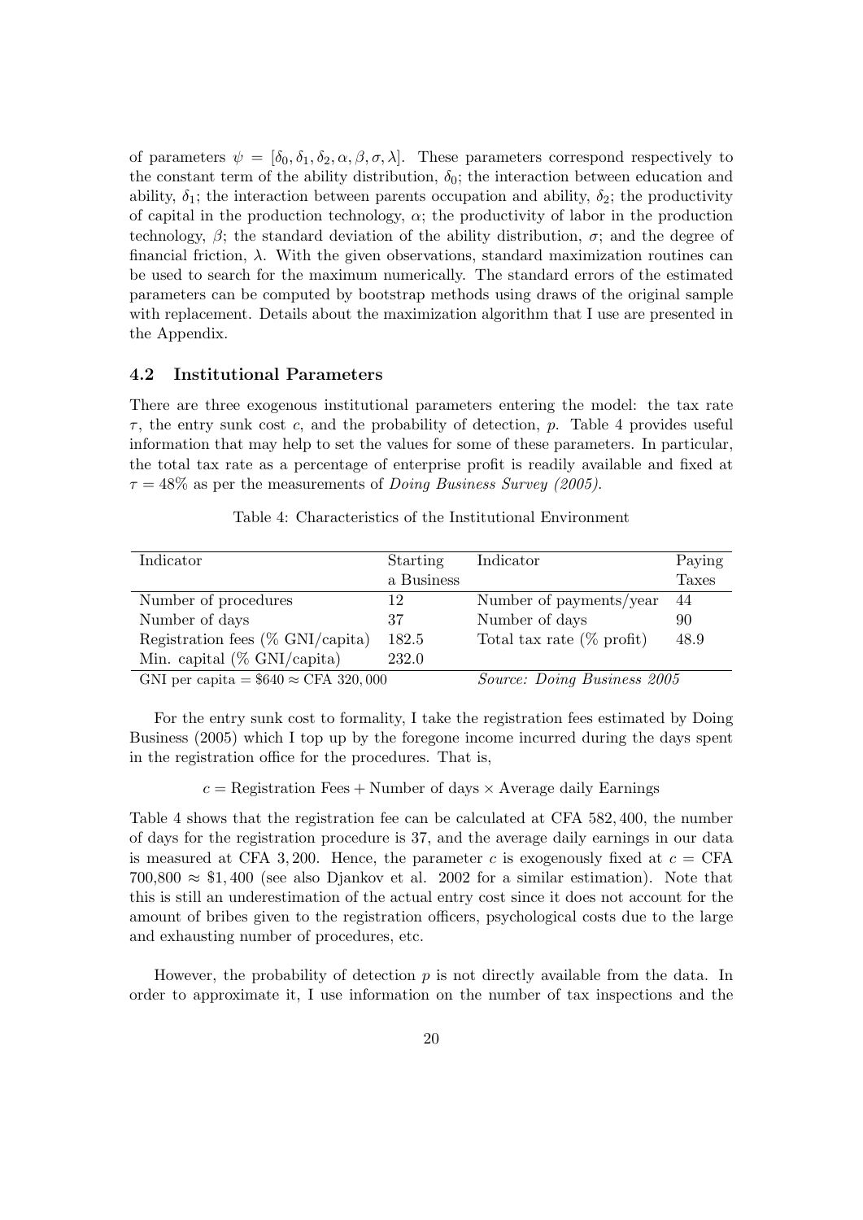of parameters $\psi = [\delta_0, \delta_1, \delta_2, \alpha, \beta, \sigma, \lambda]$. These parameters correspond respectively to the constant term of the ability distribution, $\delta_0$; the interaction between education and ability, $\delta_1$; the interaction between parents occupation and ability, $\delta_2$; the productivity of capital in the production technology, $\alpha$; the productivity of labor in the production technology, $\beta$; the standard deviation of the ability distribution, $\sigma$; and the degree of financial friction, $\lambda$. With the given observations, standard maximization routines can be used to search for the maximum numerically. The standard errors of the estimated parameters can be computed by bootstrap methods using draws of the original sample with replacement. Details about the maximization algorithm that I use are presented in the Appendix.

### 4.2 Institutional Parameters

There are three exogenous institutional parameters entering the model: the tax rate $\tau$, the entry sunk cost $c$, and the probability of detection, $p$. Table 4 provides useful information that may help to set the values for some of these parameters. In particular, the total tax rate as a percentage of enterprise profit is readily available and fixed at $\tau = 48\%$ as per the measurements of *Doing Business Survey (2005)*.

Table 4: Characteristics of the Institutional Environment

| Indicator | Starting a Business | Indicator | Paying Taxes |
|---|---|---|---|
| Number of procedures | 12 | Number of payments/year | 44 |
| Number of days | 37 | Number of days | 90 |
| Registration fees (% GNI/capita) | 182.5 | Total tax rate (% profit) | 48.9 |
| Min. capital (% GNI/capita) | 232.0 | | |
| GNI per capita = \$640 ≈ CFA 320,000 | | *Source: Doing Business 2005* | |

For the entry sunk cost to formality, I take the registration fees estimated by Doing Business (2005) which I top up by the foregone income incurred during the days spent in the registration office for the procedures. That is,

$$c = \text{Registration Fees} + \text{Number of days} \times \text{Average daily Earnings}$$

Table 4 shows that the registration fee can be calculated at CFA 582,400, the number of days for the registration procedure is 37, and the average daily earnings in our data is measured at CFA 3,200. Hence, the parameter $c$ is exogenously fixed at $c =$ CFA $700{,}800 \approx \$1{,}400$ (see also Djankov et al. 2002 for a similar estimation). Note that this is still an underestimation of the actual entry cost since it does not account for the amount of bribes given to the registration officers, psychological costs due to the large and exhausting number of procedures, etc.

However, the probability of detection $p$ is not directly available from the data. In order to approximate it, I use information on the number of tax inspections and the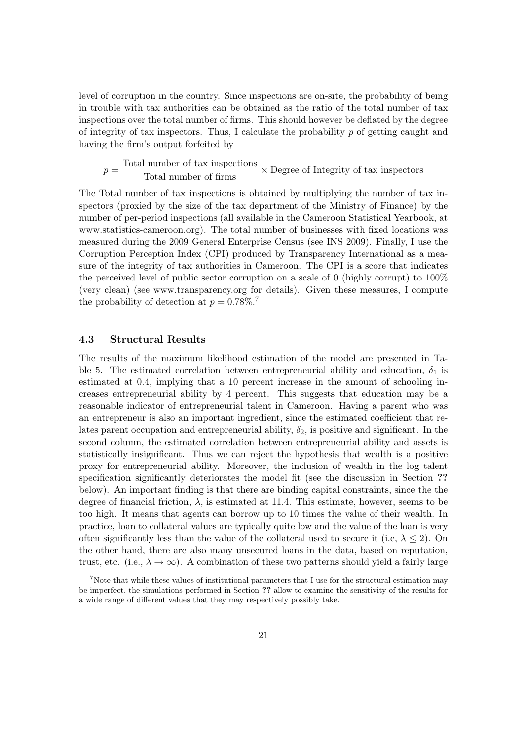level of corruption in the country. Since inspections are on-site, the probability of being in trouble with tax authorities can be obtained as the ratio of the total number of tax inspections over the total number of firms. This should however be deflated by the degree of integrity of tax inspectors. Thus, I calculate the probability $p$ of getting caught and having the firm's output forfeited by

$$p = \frac{\text{Total number of tax inspections}}{\text{Total number of firms}} \times \text{Degree of Integrity of tax inspectors}$$

The Total number of tax inspections is obtained by multiplying the number of tax inspectors (proxied by the size of the tax department of the Ministry of Finance) by the number of per-period inspections (all available in the Cameroon Statistical Yearbook, at www.statistics-cameroon.org). The total number of businesses with fixed locations was measured during the 2009 General Enterprise Census (see INS 2009). Finally, I use the Corruption Perception Index (CPI) produced by Transparency International as a measure of the integrity of tax authorities in Cameroon. The CPI is a score that indicates the perceived level of public sector corruption on a scale of 0 (highly corrupt) to 100% (very clean) (see www.transparency.org for details). Given these measures, I compute the probability of detection at $p = 0.78\%$.[7]

### 4.3 Structural Results

The results of the maximum likelihood estimation of the model are presented in Table 5. The estimated correlation between entrepreneurial ability and education, $\delta_1$ is estimated at 0.4, implying that a 10 percent increase in the amount of schooling increases entrepreneurial ability by 4 percent. This suggests that education may be a reasonable indicator of entrepreneurial talent in Cameroon. Having a parent who was an entrepreneur is also an important ingredient, since the estimated coefficient that relates parent occupation and entrepreneurial ability, $\delta_2$, is positive and significant. In the second column, the estimated correlation between entrepreneurial ability and assets is statistically insignificant. Thus we can reject the hypothesis that wealth is a positive proxy for entrepreneurial ability. Moreover, the inclusion of wealth in the log talent specification significantly deteriorates the model fit (see the discussion in Section **??** below). An important finding is that there are binding capital constraints, since the the degree of financial friction, $\lambda$, is estimated at 11.4. This estimate, however, seems to be too high. It means that agents can borrow up to 10 times the value of their wealth. In practice, loan to collateral values are typically quite low and the value of the loan is very often significantly less than the value of the collateral used to secure it (i.e, $\lambda \leq 2$). On the other hand, there are also many unsecured loans in the data, based on reputation, trust, etc. (i.e., $\lambda \to \infty$). A combination of these two patterns should yield a fairly large

[7] Note that while these values of institutional parameters that I use for the structural estimation may be imperfect, the simulations performed in Section **??** allow to examine the sensitivity of the results for a wide range of different values that they may respectively possibly take.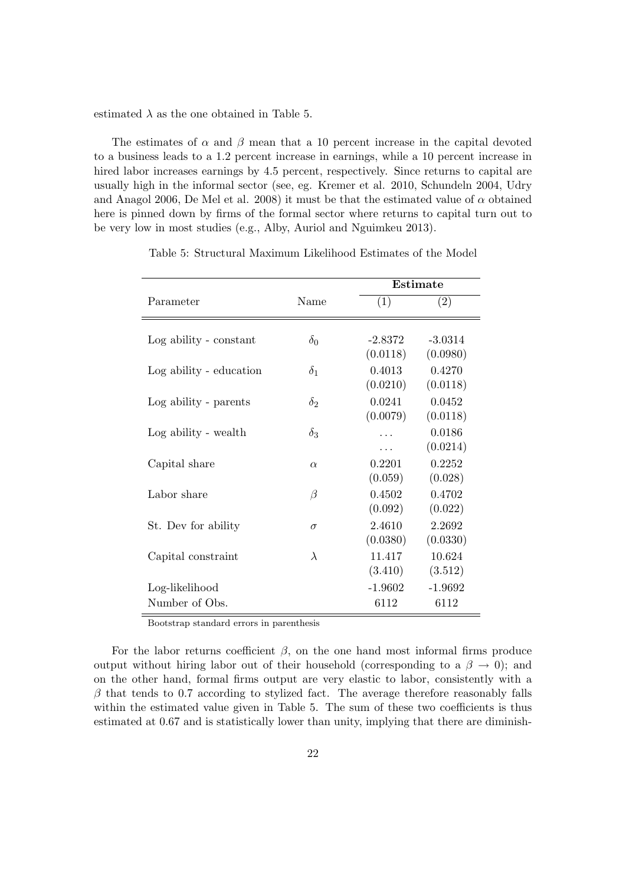estimated $\lambda$ as the one obtained in Table 5.

The estimates of $\alpha$ and $\beta$ mean that a 10 percent increase in the capital devoted to a business leads to a 1.2 percent increase in earnings, while a 10 percent increase in hired labor increases earnings by 4.5 percent, respectively. Since returns to capital are usually high in the informal sector (see, eg. Kremer et al. 2010, Schundeln 2004, Udry and Anagol 2006, De Mel et al. 2008) it must be that the estimated value of $\alpha$ obtained here is pinned down by firms of the formal sector where returns to capital turn out to be very low in most studies (e.g., Alby, Auriol and Nguimkeu 2013).

Table 5: Structural Maximum Likelihood Estimates of the Model

| Parameter | Name | **Estimate** (1) | (2) |
|---|---|---|---|
| Log ability - constant | $\delta_0$ | -2.8372 | -3.0314 |
| | | (0.0118) | (0.0980) |
| Log ability - education | $\delta_1$ | 0.4013 | 0.4270 |
| | | (0.0210) | (0.0118) |
| Log ability - parents | $\delta_2$ | 0.0241 | 0.0452 |
| | | (0.0079) | (0.0118) |
| Log ability - wealth | $\delta_3$ | ... | 0.0186 |
| | | ... | (0.0214) |
| Capital share | $\alpha$ | 0.2201 | 0.2252 |
| | | (0.059) | (0.028) |
| Labor share | $\beta$ | 0.4502 | 0.4702 |
| | | (0.092) | (0.022) |
| St. Dev for ability | $\sigma$ | 2.4610 | 2.2692 |
| | | (0.0380) | (0.0330) |
| Capital constraint | $\lambda$ | 11.417 | 10.624 |
| | | (3.410) | (3.512) |
| Log-likelihood | | -1.9602 | -1.9692 |
| Number of Obs. | | 6112 | 6112 |

Bootstrap standard errors in parenthesis

For the labor returns coefficient $\beta$, on the one hand most informal firms produce output without hiring labor out of their household (corresponding to a $\beta \to 0$); and on the other hand, formal firms output are very elastic to labor, consistently with a $\beta$ that tends to 0.7 according to stylized fact. The average therefore reasonably falls within the estimated value given in Table 5. The sum of these two coefficients is thus estimated at 0.67 and is statistically lower than unity, implying that there are diminish-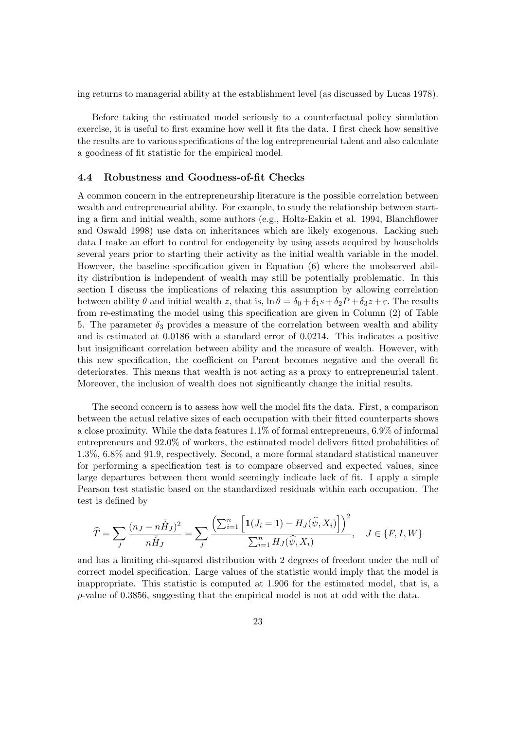ing returns to managerial ability at the establishment level (as discussed by Lucas 1978).

Before taking the estimated model seriously to a counterfactual policy simulation exercise, it is useful to first examine how well it fits the data. I first check how sensitive the results are to various specifications of the log entrepreneurial talent and also calculate a goodness of fit statistic for the empirical model.

### 4.4 Robustness and Goodness-of-fit Checks

A common concern in the entrepreneurship literature is the possible correlation between wealth and entrepreneurial ability. For example, to study the relationship between starting a firm and initial wealth, some authors (e.g., Holtz-Eakin et al. 1994, Blanchflower and Oswald 1998) use data on inheritances which are likely exogenous. Lacking such data I make an effort to control for endogeneity by using assets acquired by households several years prior to starting their activity as the initial wealth variable in the model. However, the baseline specification given in Equation (6) where the unobserved ability distribution is independent of wealth may still be potentially problematic. In this section I discuss the implications of relaxing this assumption by allowing correlation between ability $\theta$ and initial wealth $z$, that is, $\ln \theta = \delta_0 + \delta_1 s + \delta_2 P + \delta_3 z + \varepsilon$. The results from re-estimating the model using this specification are given in Column (2) of Table 5. The parameter $\delta_3$ provides a measure of the correlation between wealth and ability and is estimated at 0.0186 with a standard error of 0.0214. This indicates a positive but insignificant correlation between ability and the measure of wealth. However, with this new specification, the coefficient on Parent becomes negative and the overall fit deteriorates. This means that wealth is not acting as a proxy to entrepreneurial talent. Moreover, the inclusion of wealth does not significantly change the initial results.

The second concern is to assess how well the model fits the data. First, a comparison between the actual relative sizes of each occupation with their fitted counterparts shows a close proximity. While the data features 1.1% of formal entrepreneurs, 6.9% of informal entrepreneurs and 92.0% of workers, the estimated model delivers fitted probabilities of 1.3%, 6.8% and 91.9, respectively. Second, a more formal standard statistical maneuver for performing a specification test is to compare observed and expected values, since large departures between them would seemingly indicate lack of fit. I apply a simple Pearson test statistic based on the standardized residuals within each occupation. The test is defined by

$$\widehat{T} = \sum_J \frac{(n_J - n\bar{\hat{H}}_J)^2}{n\bar{\hat{H}}_J} = \sum_J \frac{\left(\sum_{i=1}^n \left[\mathbf{1}(J_i = 1) - H_J(\widehat{\psi}, X_i)\right]\right)^2}{\sum_{i=1}^n H_J(\widehat{\psi}, X_i)}, \quad J \in \{F, I, W\}$$

and has a limiting chi-squared distribution with 2 degrees of freedom under the null of correct model specification. Large values of the statistic would imply that the model is inappropriate. This statistic is computed at 1.906 for the estimated model, that is, a $p$-value of 0.3856, suggesting that the empirical model is not at odd with the data.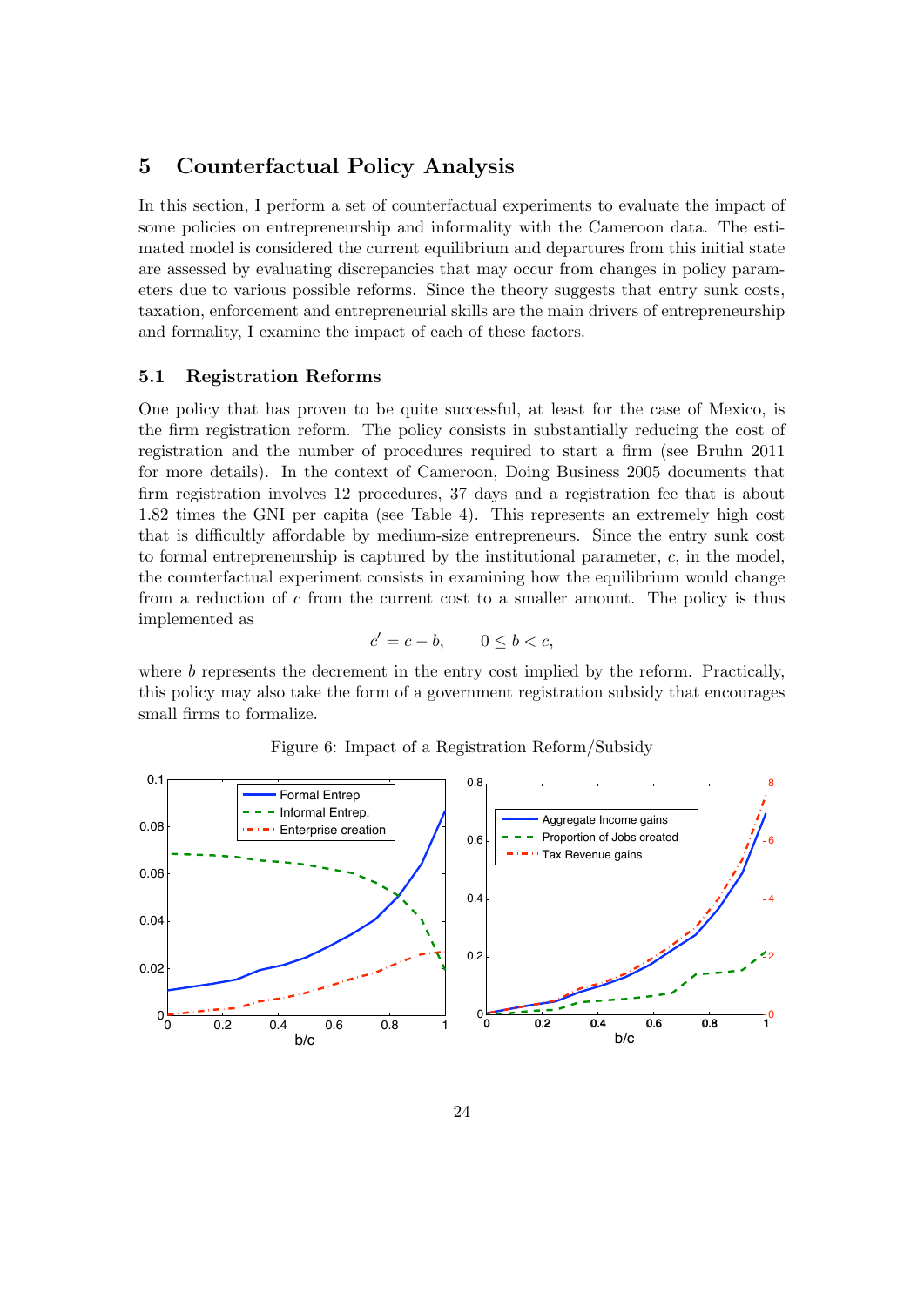## 5 Counterfactual Policy Analysis

In this section, I perform a set of counterfactual experiments to evaluate the impact of some policies on entrepreneurship and informality with the Cameroon data. The estimated model is considered the current equilibrium and departures from this initial state are assessed by evaluating discrepancies that may occur from changes in policy parameters due to various possible reforms. Since the theory suggests that entry sunk costs, taxation, enforcement and entrepreneurial skills are the main drivers of entrepreneurship and formality, I examine the impact of each of these factors.

### 5.1 Registration Reforms

One policy that has proven to be quite successful, at least for the case of Mexico, is the firm registration reform. The policy consists in substantially reducing the cost of registration and the number of procedures required to start a firm (see Bruhn 2011 for more details). In the context of Cameroon, Doing Business 2005 documents that firm registration involves 12 procedures, 37 days and a registration fee that is about 1.82 times the GNI per capita (see Table 4). This represents an extremely high cost that is difficultly affordable by medium-size entrepreneurs. Since the entry sunk cost to formal entrepreneurship is captured by the institutional parameter, $c$, in the model, the counterfactual experiment consists in examining how the equilibrium would change from a reduction of $c$ from the current cost to a smaller amount. The policy is thus implemented as

$$c' = c - b, \qquad 0 \leq b < c,$$

where $b$ represents the decrement in the entry cost implied by the reform. Practically, this policy may also take the form of a government registration subsidy that encourages small firms to formalize.

Figure 6: Impact of a Registration Reform/Subsidy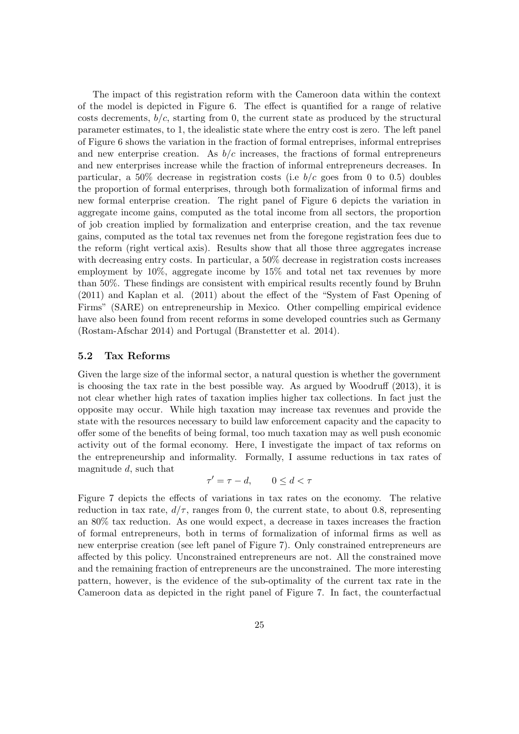The impact of this registration reform with the Cameroon data within the context of the model is depicted in Figure 6. The effect is quantified for a range of relative costs decrements, $b/c$, starting from 0, the current state as produced by the structural parameter estimates, to 1, the idealistic state where the entry cost is zero. The left panel of Figure 6 shows the variation in the fraction of formal entreprises, informal entreprises and new enterprise creation. As $b/c$ increases, the fractions of formal entrepreneurs and new enterprises increase while the fraction of informal entrepreneurs decreases. In particular, a 50% decrease in registration costs (i.e $b/c$ goes from 0 to 0.5) doubles the proportion of formal enterprises, through both formalization of informal firms and new formal enterprise creation. The right panel of Figure 6 depicts the variation in aggregate income gains, computed as the total income from all sectors, the proportion of job creation implied by formalization and enterprise creation, and the tax revenue gains, computed as the total tax revenues net from the foregone registration fees due to the reform (right vertical axis). Results show that all those three aggregates increase with decreasing entry costs. In particular, a 50% decrease in registration costs increases employment by 10%, aggregate income by 15% and total net tax revenues by more than 50%. These findings are consistent with empirical results recently found by Bruhn (2011) and Kaplan et al. (2011) about the effect of the "System of Fast Opening of Firms" (SARE) on entrepreneurship in Mexico. Other compelling empirical evidence have also been found from recent reforms in some developed countries such as Germany (Rostam-Afschar 2014) and Portugal (Branstetter et al. 2014).

### 5.2 Tax Reforms

Given the large size of the informal sector, a natural question is whether the government is choosing the tax rate in the best possible way. As argued by Woodruff (2013), it is not clear whether high rates of taxation implies higher tax collections. In fact just the opposite may occur. While high taxation may increase tax revenues and provide the state with the resources necessary to build law enforcement capacity and the capacity to offer some of the benefits of being formal, too much taxation may as well push economic activity out of the formal economy. Here, I investigate the impact of tax reforms on the entrepreneurship and informality. Formally, I assume reductions in tax rates of magnitude $d$, such that

$$\tau' = \tau - d, \qquad 0 \leq d < \tau$$

Figure 7 depicts the effects of variations in tax rates on the economy. The relative reduction in tax rate, $d/\tau$, ranges from 0, the current state, to about 0.8, representing an 80% tax reduction. As one would expect, a decrease in taxes increases the fraction of formal entrepreneurs, both in terms of formalization of informal firms as well as new enterprise creation (see left panel of Figure 7). Only constrained entrepreneurs are affected by this policy. Unconstrained entrepreneurs are not. All the constrained move and the remaining fraction of entrepreneurs are the unconstrained. The more interesting pattern, however, is the evidence of the sub-optimality of the current tax rate in the Cameroon data as depicted in the right panel of Figure 7. In fact, the counterfactual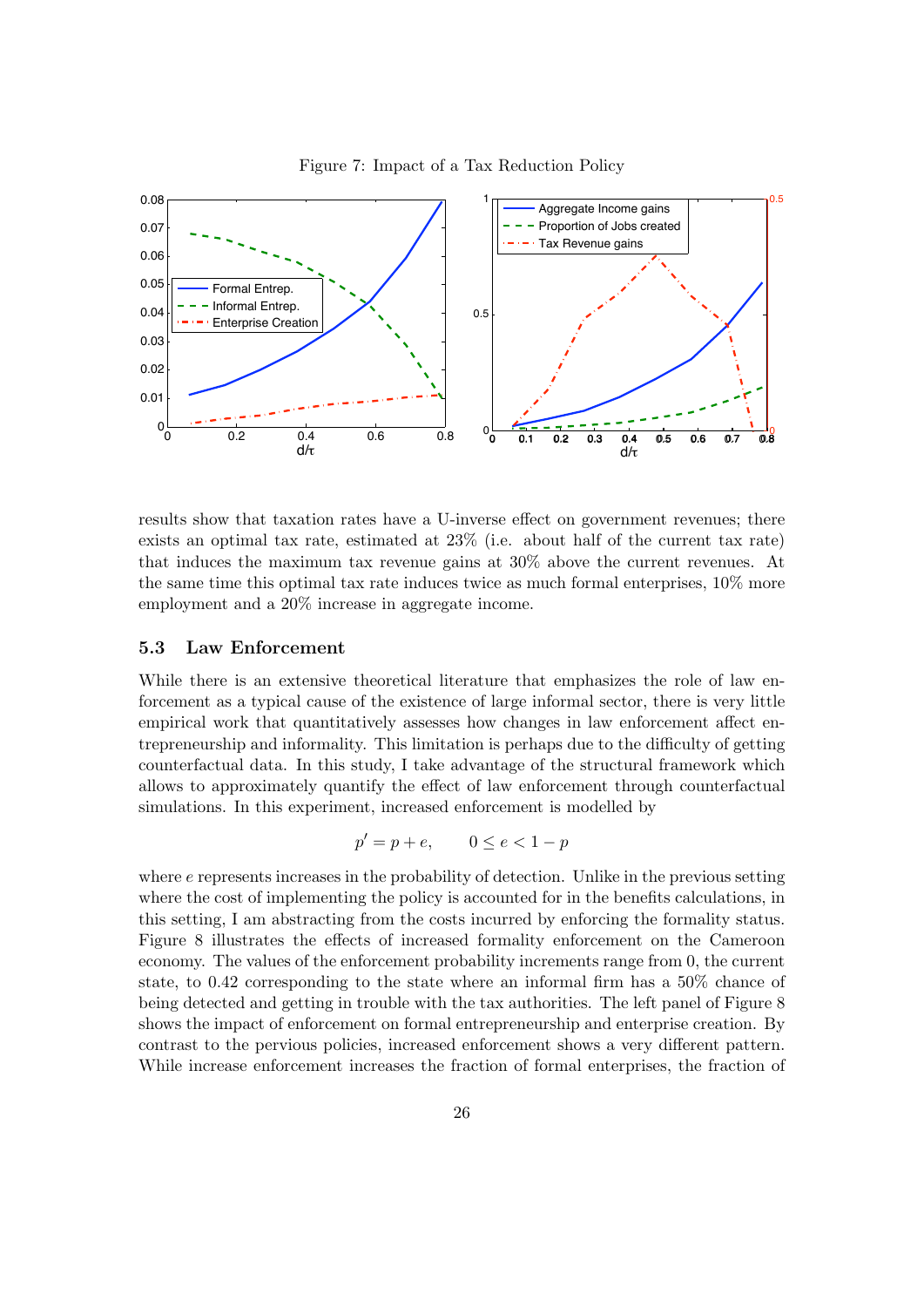Figure 7: Impact of a Tax Reduction Policy

results show that taxation rates have a U-inverse effect on government revenues; there exists an optimal tax rate, estimated at 23% (i.e. about half of the current tax rate) that induces the maximum tax revenue gains at 30% above the current revenues. At the same time this optimal tax rate induces twice as much formal enterprises, 10% more employment and a 20% increase in aggregate income.

### 5.3 Law Enforcement

While there is an extensive theoretical literature that emphasizes the role of law enforcement as a typical cause of the existence of large informal sector, there is very little empirical work that quantitatively assesses how changes in law enforcement affect entrepreneurship and informality. This limitation is perhaps due to the difficulty of getting counterfactual data. In this study, I take advantage of the structural framework which allows to approximately quantify the effect of law enforcement through counterfactual simulations. In this experiment, increased enforcement is modelled by

$$p' = p + e, \qquad 0 \leq e < 1 - p$$

where $e$ represents increases in the probability of detection. Unlike in the previous setting where the cost of implementing the policy is accounted for in the benefits calculations, in this setting, I am abstracting from the costs incurred by enforcing the formality status. Figure 8 illustrates the effects of increased formality enforcement on the Cameroon economy. The values of the enforcement probability increments range from 0, the current state, to 0.42 corresponding to the state where an informal firm has a 50% chance of being detected and getting in trouble with the tax authorities. The left panel of Figure 8 shows the impact of enforcement on formal entrepreneurship and enterprise creation. By contrast to the pervious policies, increased enforcement shows a very different pattern. While increase enforcement increases the fraction of formal enterprises, the fraction of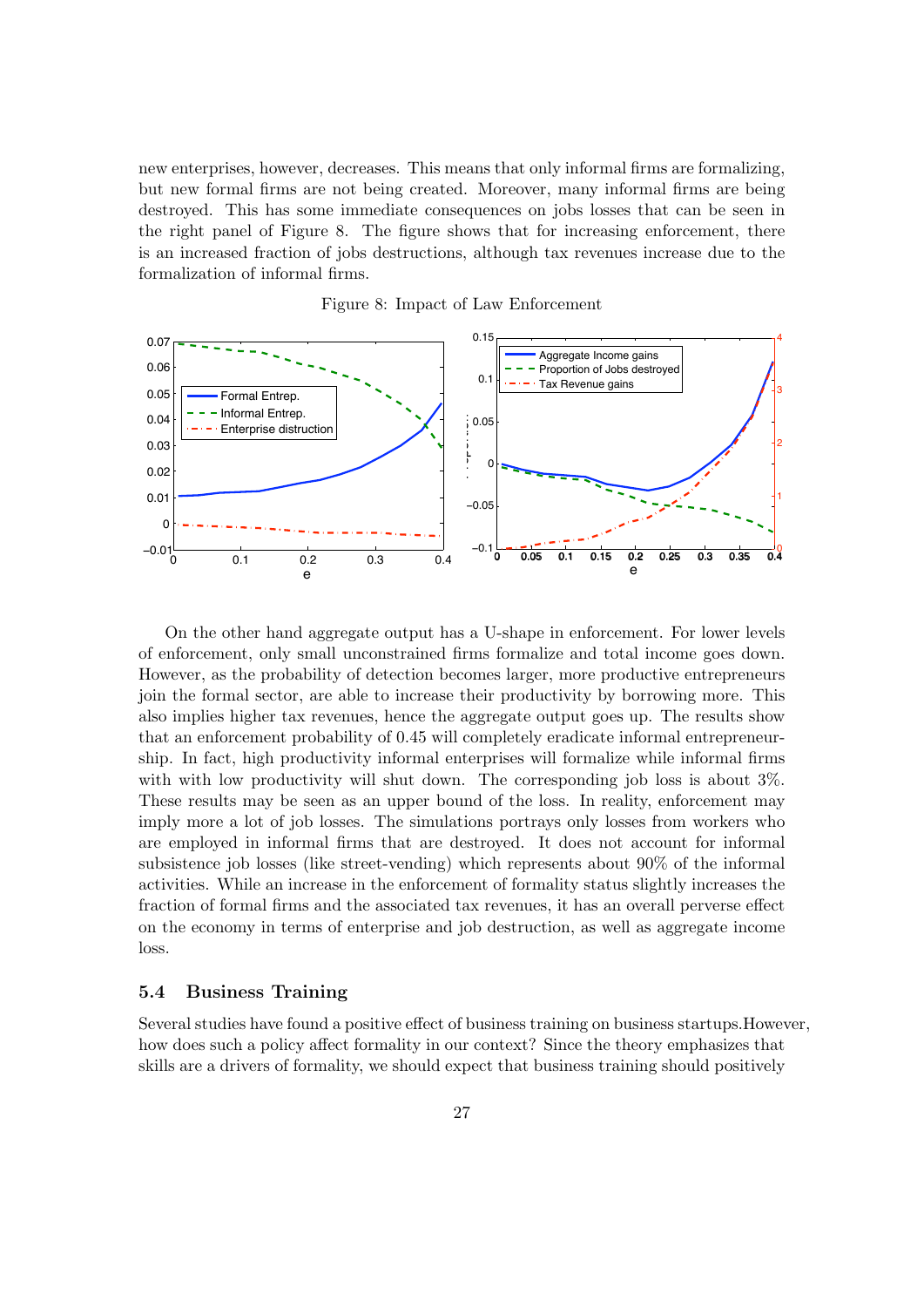new enterprises, however, decreases. This means that only informal firms are formalizing, but new formal firms are not being created. Moreover, many informal firms are being destroyed. This has some immediate consequences on jobs losses that can be seen in the right panel of Figure 8. The figure shows that for increasing enforcement, there is an increased fraction of jobs destructions, although tax revenues increase due to the formalization of informal firms.

Figure 8: Impact of Law Enforcement

On the other hand aggregate output has a U-shape in enforcement. For lower levels of enforcement, only small unconstrained firms formalize and total income goes down. However, as the probability of detection becomes larger, more productive entrepreneurs join the formal sector, are able to increase their productivity by borrowing more. This also implies higher tax revenues, hence the aggregate output goes up. The results show that an enforcement probability of 0.45 will completely eradicate informal entrepreneurship. In fact, high productivity informal enterprises will formalize while informal firms with with low productivity will shut down. The corresponding job loss is about 3%. These results may be seen as an upper bound of the loss. In reality, enforcement may imply more a lot of job losses. The simulations portrays only losses from workers who are employed in informal firms that are destroyed. It does not account for informal subsistence job losses (like street-vending) which represents about 90% of the informal activities. While an increase in the enforcement of formality status slightly increases the fraction of formal firms and the associated tax revenues, it has an overall perverse effect on the economy in terms of enterprise and job destruction, as well as aggregate income loss.

## 5.4 Business Training

Several studies have found a positive effect of business training on business startups.However, how does such a policy affect formality in our context? Since the theory emphasizes that skills are a drivers of formality, we should expect that business training should positively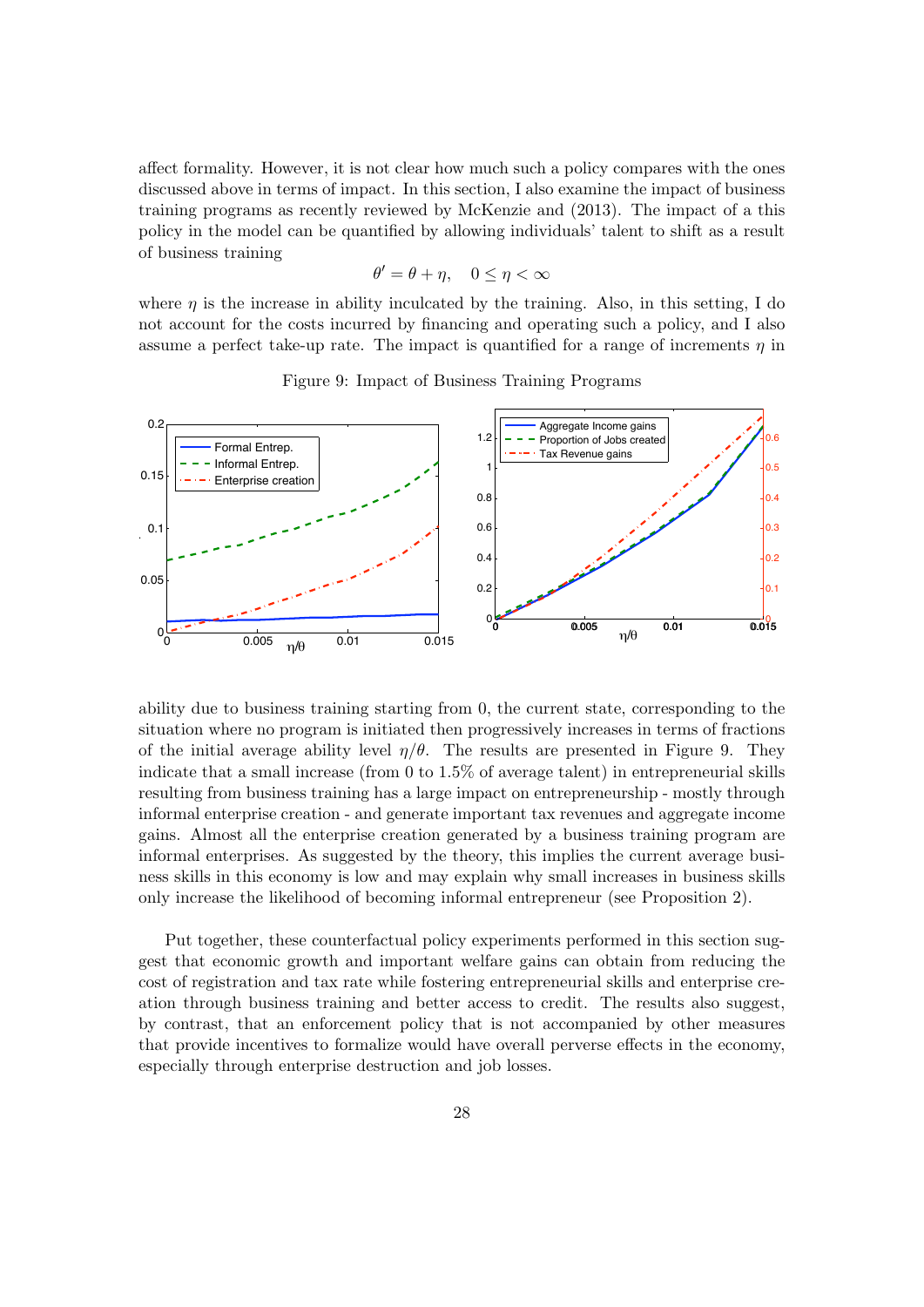affect formality. However, it is not clear how much such a policy compares with the ones discussed above in terms of impact. In this section, I also examine the impact of business training programs as recently reviewed by McKenzie and (2013). The impact of a this policy in the model can be quantified by allowing individuals' talent to shift as a result of business training

$$\theta' = \theta + \eta, \quad 0 \leq \eta < \infty$$

where $\eta$ is the increase in ability inculcated by the training. Also, in this setting, I do not account for the costs incurred by financing and operating such a policy, and I also assume a perfect take-up rate. The impact is quantified for a range of increments $\eta$ in

Figure 9: Impact of Business Training Programs

ability due to business training starting from 0, the current state, corresponding to the situation where no program is initiated then progressively increases in terms of fractions of the initial average ability level $\eta/\theta$. The results are presented in Figure 9. They indicate that a small increase (from 0 to 1.5% of average talent) in entrepreneurial skills resulting from business training has a large impact on entrepreneurship - mostly through informal enterprise creation - and generate important tax revenues and aggregate income gains. Almost all the enterprise creation generated by a business training program are informal enterprises. As suggested by the theory, this implies the current average business skills in this economy is low and may explain why small increases in business skills only increase the likelihood of becoming informal entrepreneur (see Proposition 2).

Put together, these counterfactual policy experiments performed in this section suggest that economic growth and important welfare gains can obtain from reducing the cost of registration and tax rate while fostering entrepreneurial skills and enterprise creation through business training and better access to credit. The results also suggest, by contrast, that an enforcement policy that is not accompanied by other measures that provide incentives to formalize would have overall perverse effects in the economy, especially through enterprise destruction and job losses.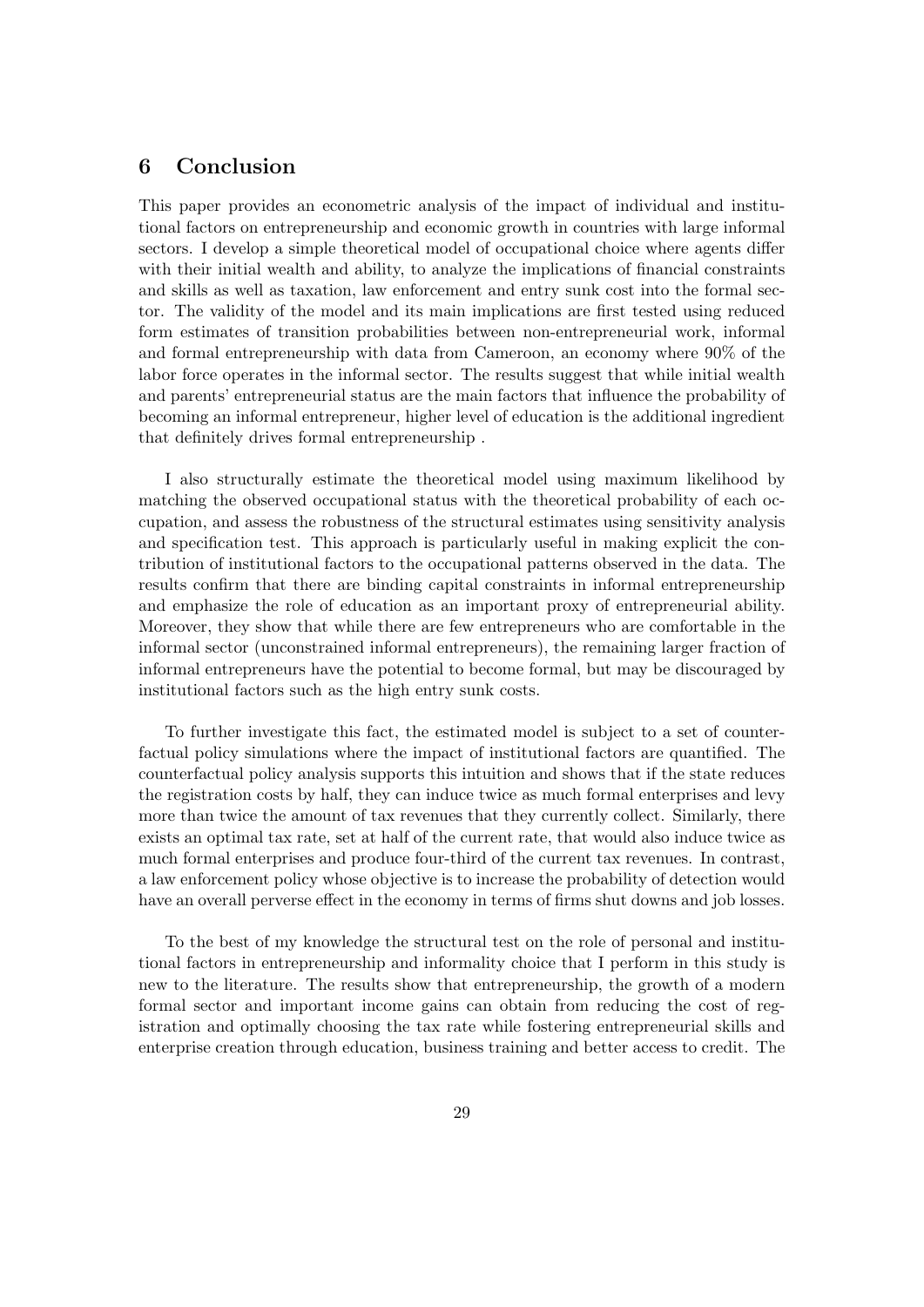## 6 Conclusion

This paper provides an econometric analysis of the impact of individual and institutional factors on entrepreneurship and economic growth in countries with large informal sectors. I develop a simple theoretical model of occupational choice where agents differ with their initial wealth and ability, to analyze the implications of financial constraints and skills as well as taxation, law enforcement and entry sunk cost into the formal sector. The validity of the model and its main implications are first tested using reduced form estimates of transition probabilities between non-entrepreneurial work, informal and formal entrepreneurship with data from Cameroon, an economy where 90% of the labor force operates in the informal sector. The results suggest that while initial wealth and parents' entrepreneurial status are the main factors that influence the probability of becoming an informal entrepreneur, higher level of education is the additional ingredient that definitely drives formal entrepreneurship .

I also structurally estimate the theoretical model using maximum likelihood by matching the observed occupational status with the theoretical probability of each occupation, and assess the robustness of the structural estimates using sensitivity analysis and specification test. This approach is particularly useful in making explicit the contribution of institutional factors to the occupational patterns observed in the data. The results confirm that there are binding capital constraints in informal entrepreneurship and emphasize the role of education as an important proxy of entrepreneurial ability. Moreover, they show that while there are few entrepreneurs who are comfortable in the informal sector (unconstrained informal entrepreneurs), the remaining larger fraction of informal entrepreneurs have the potential to become formal, but may be discouraged by institutional factors such as the high entry sunk costs.

To further investigate this fact, the estimated model is subject to a set of counterfactual policy simulations where the impact of institutional factors are quantified. The counterfactual policy analysis supports this intuition and shows that if the state reduces the registration costs by half, they can induce twice as much formal enterprises and levy more than twice the amount of tax revenues that they currently collect. Similarly, there exists an optimal tax rate, set at half of the current rate, that would also induce twice as much formal enterprises and produce four-third of the current tax revenues. In contrast, a law enforcement policy whose objective is to increase the probability of detection would have an overall perverse effect in the economy in terms of firms shut downs and job losses.

To the best of my knowledge the structural test on the role of personal and institutional factors in entrepreneurship and informality choice that I perform in this study is new to the literature. The results show that entrepreneurship, the growth of a modern formal sector and important income gains can obtain from reducing the cost of registration and optimally choosing the tax rate while fostering entrepreneurial skills and enterprise creation through education, business training and better access to credit. The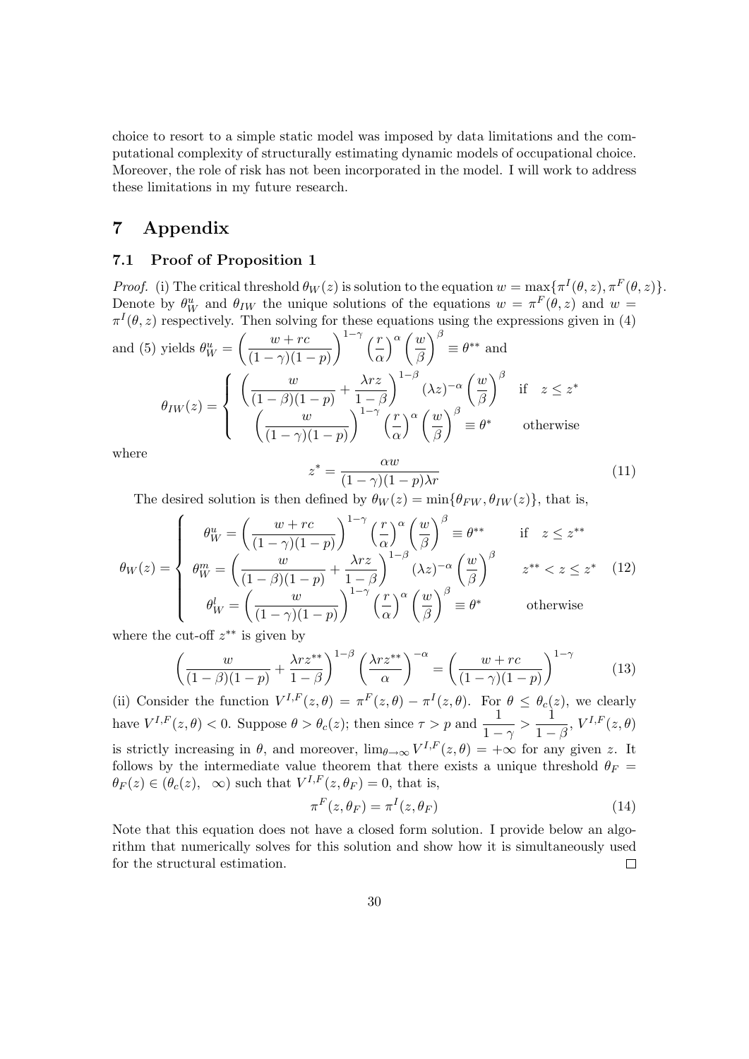choice to resort to a simple static model was imposed by data limitations and the computational complexity of structurally estimating dynamic models of occupational choice. Moreover, the role of risk has not been incorporated in the model. I will work to address these limitations in my future research.

# 7 Appendix

## 7.1 Proof of Proposition 1

*Proof.* (i) The critical threshold $\theta_W(z)$ is solution to the equation $w = \max\{\pi^I(\theta, z), \pi^F(\theta, z)\}$. Denote by $\theta_W^u$ and $\theta_{IW}$ the unique solutions of the equations $w = \pi^F(\theta, z)$ and $w = \pi^I(\theta, z)$ respectively. Then solving for these equations using the expressions given in (4) and (5) yields $\theta_W^u = \left(\frac{w+rc}{(1-\gamma)(1-p)}\right)^{1-\gamma}\left(\frac{r}{\alpha}\right)^{\alpha}\left(\frac{w}{\beta}\right)^{\beta} \equiv \theta^{**}$ and

$$
\theta_{IW}(z) = \begin{cases} \left(\frac{w}{(1-\beta)(1-p)} + \frac{\lambda r z}{1-\beta}\right)^{1-\beta} (\lambda z)^{-\alpha}\left(\frac{w}{\beta}\right)^{\beta} & \text{if} \quad z \leq z^* \\ \left(\frac{w}{(1-\gamma)(1-p)}\right)^{1-\gamma}\left(\frac{r}{\alpha}\right)^{\alpha}\left(\frac{w}{\beta}\right)^{\beta} \equiv \theta^* & \text{otherwise} \end{cases}
$$

where

$$
z^* = \frac{\alpha w}{(1-\gamma)(1-p)\lambda r} \tag{11}
$$

The desired solution is then defined by $\theta_W(z) = \min\{\theta_{FW}, \theta_{IW}(z)\}$, that is,

$$
\theta_W(z) = \begin{cases} \theta_W^u = \left(\frac{w+rc}{(1-\gamma)(1-p)}\right)^{1-\gamma}\left(\frac{r}{\alpha}\right)^{\alpha}\left(\frac{w}{\beta}\right)^{\beta} \equiv \theta^{**} & \text{if} \quad z \leq z^{**} \\ \theta_W^m = \left(\frac{w}{(1-\beta)(1-p)} + \frac{\lambda r z}{1-\beta}\right)^{1-\beta} (\lambda z)^{-\alpha}\left(\frac{w}{\beta}\right)^{\beta} & z^{**} < z \leq z^* \\ \theta_W^l = \left(\frac{w}{(1-\gamma)(1-p)}\right)^{1-\gamma}\left(\frac{r}{\alpha}\right)^{\alpha}\left(\frac{w}{\beta}\right)^{\beta} \equiv \theta^* & \text{otherwise} \end{cases} \tag{12}
$$

where the cut-off $z^{**}$ is given by

$$
\left(\frac{w}{(1-\beta)(1-p)} + \frac{\lambda r z^{**}}{1-\beta}\right)^{1-\beta}\left(\frac{\lambda r z^{**}}{\alpha}\right)^{-\alpha} = \left(\frac{w+rc}{(1-\gamma)(1-p)}\right)^{1-\gamma} \tag{13}
$$

(ii) Consider the function $V^{I,F}(z,\theta) = \pi^F(z,\theta) - \pi^I(z,\theta)$. For $\theta \leq \theta_c(z)$, we clearly have $V^{I,F}(z,\theta) < 0$. Suppose $\theta > \theta_c(z)$; then since $\tau > p$ and $\frac{1}{1-\gamma} > \frac{1}{1-\beta}$, $V^{I,F}(z,\theta)$ is strictly increasing in $\theta$, and moreover, $\lim_{\theta\to\infty} V^{I,F}(z,\theta) = +\infty$ for any given $z$. It follows by the intermediate value theorem that there exists a unique threshold $\theta_F = \theta_F(z) \in (\theta_c(z), \ \infty)$ such that $V^{I,F}(z,\theta_F) = 0$, that is,

$$
\pi^F(z,\theta_F) = \pi^I(z,\theta_F) \tag{14}
$$

Note that this equation does not have a closed form solution. I provide below an algorithm that numerically solves for this solution and show how it is simultaneously used for the structural estimation. □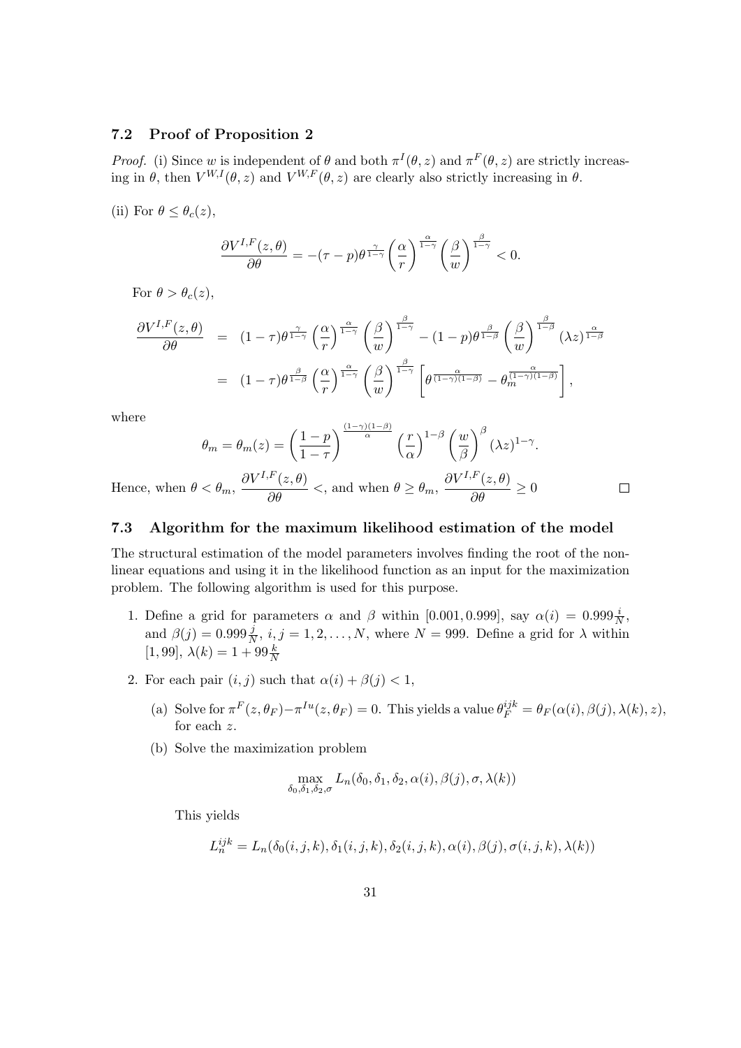### 7.2 Proof of Proposition 2

*Proof.* (i) Since $w$ is independent of $\theta$ and both $\pi^I(\theta, z)$ and $\pi^F(\theta, z)$ are strictly increasing in $\theta$, then $V^{W,I}(\theta, z)$ and $V^{W,F}(\theta, z)$ are clearly also strictly increasing in $\theta$.

(ii) For $\theta \leq \theta_c(z)$,

$$\frac{\partial V^{I,F}(z,\theta)}{\partial \theta} = -(\tau - p)\theta^{\frac{\gamma}{1-\gamma}} \left(\frac{\alpha}{r}\right)^{\frac{\alpha}{1-\gamma}} \left(\frac{\beta}{w}\right)^{\frac{\beta}{1-\gamma}} < 0.$$

For $\theta > \theta_c(z)$,

$$\begin{aligned}
\frac{\partial V^{I,F}(z,\theta)}{\partial \theta} &= (1-\tau)\theta^{\frac{\gamma}{1-\gamma}} \left(\frac{\alpha}{r}\right)^{\frac{\alpha}{1-\gamma}} \left(\frac{\beta}{w}\right)^{\frac{\beta}{1-\gamma}} - (1-p)\theta^{\frac{\beta}{1-\beta}} \left(\frac{\beta}{w}\right)^{\frac{\beta}{1-\beta}} (\lambda z)^{\frac{\alpha}{1-\beta}} \\
&= (1-\tau)\theta^{\frac{\beta}{1-\beta}} \left(\frac{\alpha}{r}\right)^{\frac{\alpha}{1-\gamma}} \left(\frac{\beta}{w}\right)^{\frac{\beta}{1-\gamma}} \left[\theta^{\frac{\alpha}{(1-\gamma)(1-\beta)}} - \theta_m^{\frac{\alpha}{(1-\gamma)(1-\beta)}}\right],
\end{aligned}$$

where

$$\theta_m = \theta_m(z) = \left(\frac{1-p}{1-\tau}\right)^{\frac{(1-\gamma)(1-\beta)}{\alpha}} \left(\frac{r}{\alpha}\right)^{1-\beta} \left(\frac{w}{\beta}\right)^{\beta} (\lambda z)^{1-\gamma}.$$

Hence, when $\theta < \theta_m$, $\dfrac{\partial V^{I,F}(z,\theta)}{\partial \theta} <$, and when $\theta \geq \theta_m$, $\dfrac{\partial V^{I,F}(z,\theta)}{\partial \theta} \geq 0$ □

### 7.3 Algorithm for the maximum likelihood estimation of the model

The structural estimation of the model parameters involves finding the root of the nonlinear equations and using it in the likelihood function as an input for the maximization problem. The following algorithm is used for this purpose.

1. Define a grid for parameters $\alpha$ and $\beta$ within $[0.001, 0.999]$, say $\alpha(i) = 0.999\frac{i}{N}$, and $\beta(j) = 0.999\frac{j}{N}$, $i, j = 1, 2, \ldots, N$, where $N = 999$. Define a grid for $\lambda$ within $[1, 99]$, $\lambda(k) = 1 + 99\frac{k}{N}$
2. For each pair $(i, j)$ such that $\alpha(i) + \beta(j) < 1$,
   (a) Solve for $\pi^F(z, \theta_F) - \pi^{Iu}(z, \theta_F) = 0$. This yields a value $\theta_F^{ijk} = \theta_F(\alpha(i), \beta(j), \lambda(k), z)$, for each $z$.
   (b) Solve the maximization problem

   $$\max_{\delta_0, \delta_1, \delta_2, \sigma} L_n(\delta_0, \delta_1, \delta_2, \alpha(i), \beta(j), \sigma, \lambda(k))$$

   This yields

   $$L_n^{ijk} = L_n(\delta_0(i,j,k), \delta_1(i,j,k), \delta_2(i,j,k), \alpha(i), \beta(j), \sigma(i,j,k), \lambda(k))$$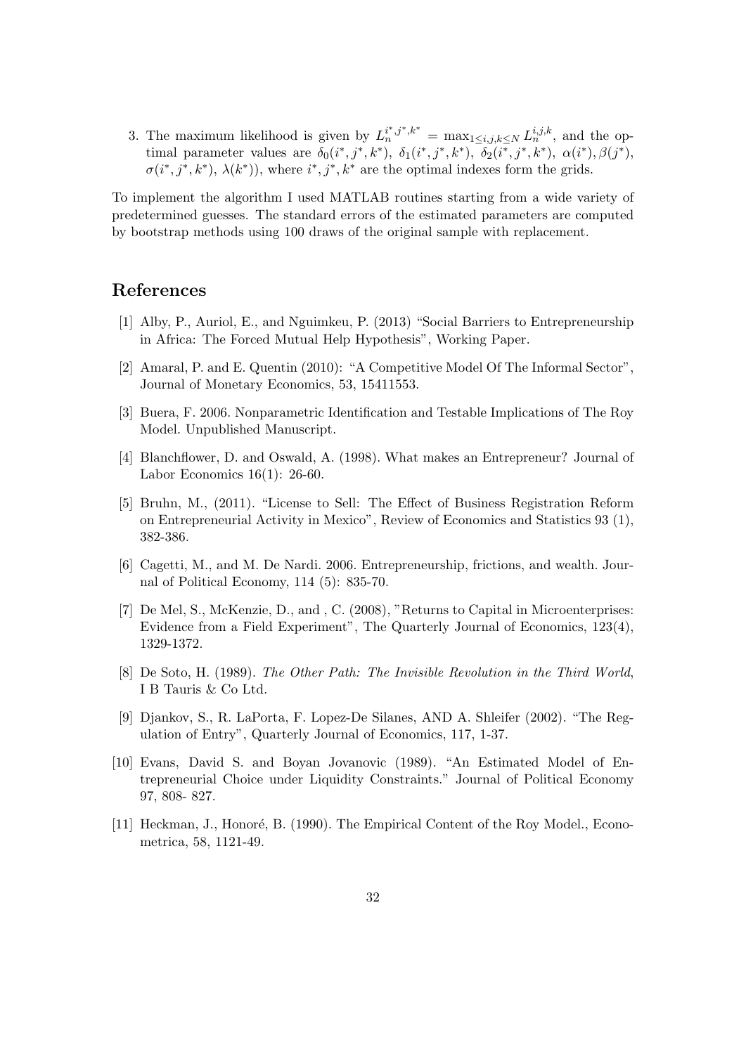3. The maximum likelihood is given by $L_n^{i^*,j^*,k^*} = \max_{1 \leq i,j,k \leq N} L_n^{i,j,k}$, and the optimal parameter values are $\delta_0(i^*, j^*, k^*)$, $\delta_1(i^*, j^*, k^*)$, $\delta_2(i^*, j^*, k^*)$, $\alpha(i^*), \beta(j^*)$, $\sigma(i^*, j^*, k^*)$, $\lambda(k^*)$), where $i^*, j^*, k^*$ are the optimal indexes form the grids.

To implement the algorithm I used MATLAB routines starting from a wide variety of predetermined guesses. The standard errors of the estimated parameters are computed by bootstrap methods using 100 draws of the original sample with replacement.

## References

[1] Alby, P., Auriol, E., and Nguimkeu, P. (2013) "Social Barriers to Entrepreneurship in Africa: The Forced Mutual Help Hypothesis", Working Paper.

[2] Amaral, P. and E. Quentin (2010): "A Competitive Model Of The Informal Sector", Journal of Monetary Economics, 53, 15411553.

[3] Buera, F. 2006. Nonparametric Identification and Testable Implications of The Roy Model. Unpublished Manuscript.

[4] Blanchflower, D. and Oswald, A. (1998). What makes an Entrepreneur? Journal of Labor Economics 16(1): 26-60.

[5] Bruhn, M., (2011). "License to Sell: The Effect of Business Registration Reform on Entrepreneurial Activity in Mexico", Review of Economics and Statistics 93 (1), 382-386.

[6] Cagetti, M., and M. De Nardi. 2006. Entrepreneurship, frictions, and wealth. Journal of Political Economy, 114 (5): 835-70.

[7] De Mel, S., McKenzie, D., and , C. (2008), "Returns to Capital in Microenterprises: Evidence from a Field Experiment", The Quarterly Journal of Economics, 123(4), 1329-1372.

[8] De Soto, H. (1989). *The Other Path: The Invisible Revolution in the Third World*, I B Tauris & Co Ltd.

[9] Djankov, S., R. LaPorta, F. Lopez-De Silanes, AND A. Shleifer (2002). "The Regulation of Entry", Quarterly Journal of Economics, 117, 1-37.

[10] Evans, David S. and Boyan Jovanovic (1989). "An Estimated Model of Entrepreneurial Choice under Liquidity Constraints." Journal of Political Economy 97, 808- 827.

[11] Heckman, J., Honoré, B. (1990). The Empirical Content of the Roy Model., Econometrica, 58, 1121-49.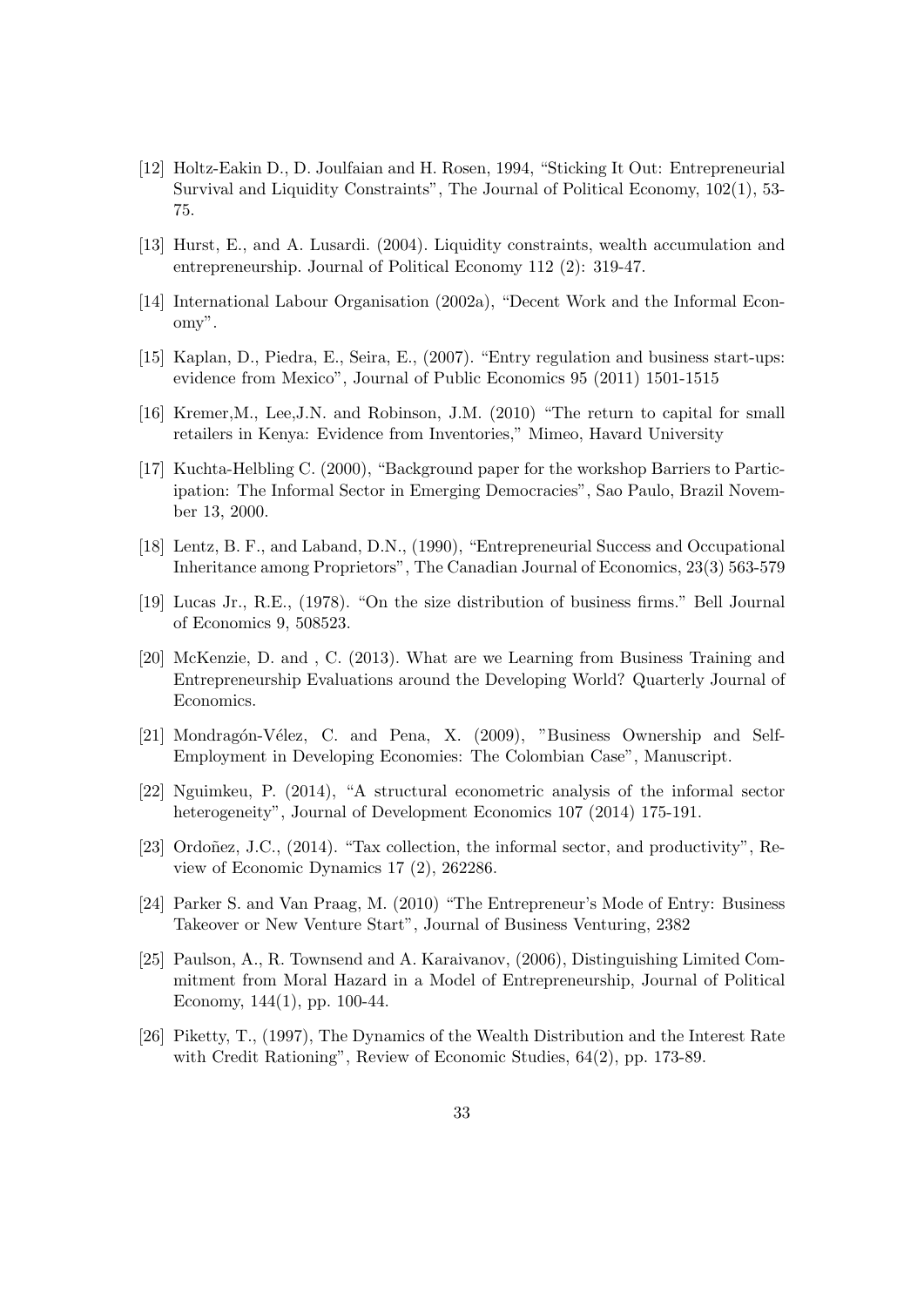[12] Holtz-Eakin D., D. Joulfaian and H. Rosen, 1994, "Sticking It Out: Entrepreneurial Survival and Liquidity Constraints", The Journal of Political Economy, 102(1), 53-75.

[13] Hurst, E., and A. Lusardi. (2004). Liquidity constraints, wealth accumulation and entrepreneurship. Journal of Political Economy 112 (2): 319-47.

[14] International Labour Organisation (2002a), "Decent Work and the Informal Economy".

[15] Kaplan, D., Piedra, E., Seira, E., (2007). "Entry regulation and business start-ups: evidence from Mexico", Journal of Public Economics 95 (2011) 1501-1515

[16] Kremer,M., Lee,J.N. and Robinson, J.M. (2010) "The return to capital for small retailers in Kenya: Evidence from Inventories," Mimeo, Havard University

[17] Kuchta-Helbling C. (2000), "Background paper for the workshop Barriers to Participation: The Informal Sector in Emerging Democracies", Sao Paulo, Brazil November 13, 2000.

[18] Lentz, B. F., and Laband, D.N., (1990), "Entrepreneurial Success and Occupational Inheritance among Proprietors", The Canadian Journal of Economics, 23(3) 563-579

[19] Lucas Jr., R.E., (1978). "On the size distribution of business firms." Bell Journal of Economics 9, 508523.

[20] McKenzie, D. and , C. (2013). What are we Learning from Business Training and Entrepreneurship Evaluations around the Developing World? Quarterly Journal of Economics.

[21] Mondragón-Vélez, C. and Pena, X. (2009), "Business Ownership and Self-Employment in Developing Economies: The Colombian Case", Manuscript.

[22] Nguimkeu, P. (2014), "A structural econometric analysis of the informal sector heterogeneity", Journal of Development Economics 107 (2014) 175-191.

[23] Ordoñez, J.C., (2014). "Tax collection, the informal sector, and productivity", Review of Economic Dynamics 17 (2), 262286.

[24] Parker S. and Van Praag, M. (2010) "The Entrepreneur's Mode of Entry: Business Takeover or New Venture Start", Journal of Business Venturing, 2382

[25] Paulson, A., R. Townsend and A. Karaivanov, (2006), Distinguishing Limited Commitment from Moral Hazard in a Model of Entrepreneurship, Journal of Political Economy, 144(1), pp. 100-44.

[26] Piketty, T., (1997), The Dynamics of the Wealth Distribution and the Interest Rate with Credit Rationing", Review of Economic Studies, 64(2), pp. 173-89.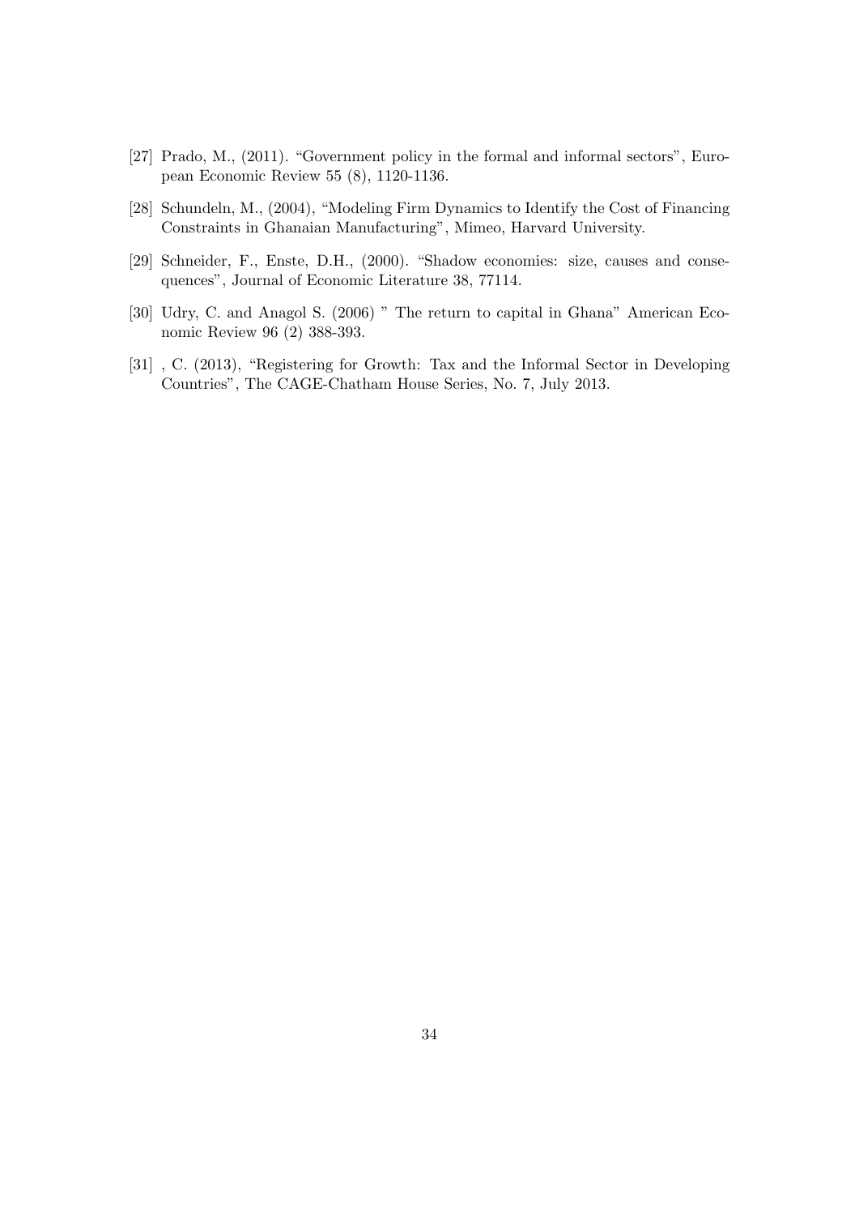[27] Prado, M., (2011). "Government policy in the formal and informal sectors", European Economic Review 55 (8), 1120-1136.

[28] Schundeln, M., (2004), "Modeling Firm Dynamics to Identify the Cost of Financing Constraints in Ghanaian Manufacturing", Mimeo, Harvard University.

[29] Schneider, F., Enste, D.H., (2000). "Shadow economies: size, causes and consequences", Journal of Economic Literature 38, 77114.

[30] Udry, C. and Anagol S. (2006) " The return to capital in Ghana" American Economic Review 96 (2) 388-393.

[31] , C. (2013), "Registering for Growth: Tax and the Informal Sector in Developing Countries", The CAGE-Chatham House Series, No. 7, July 2013.